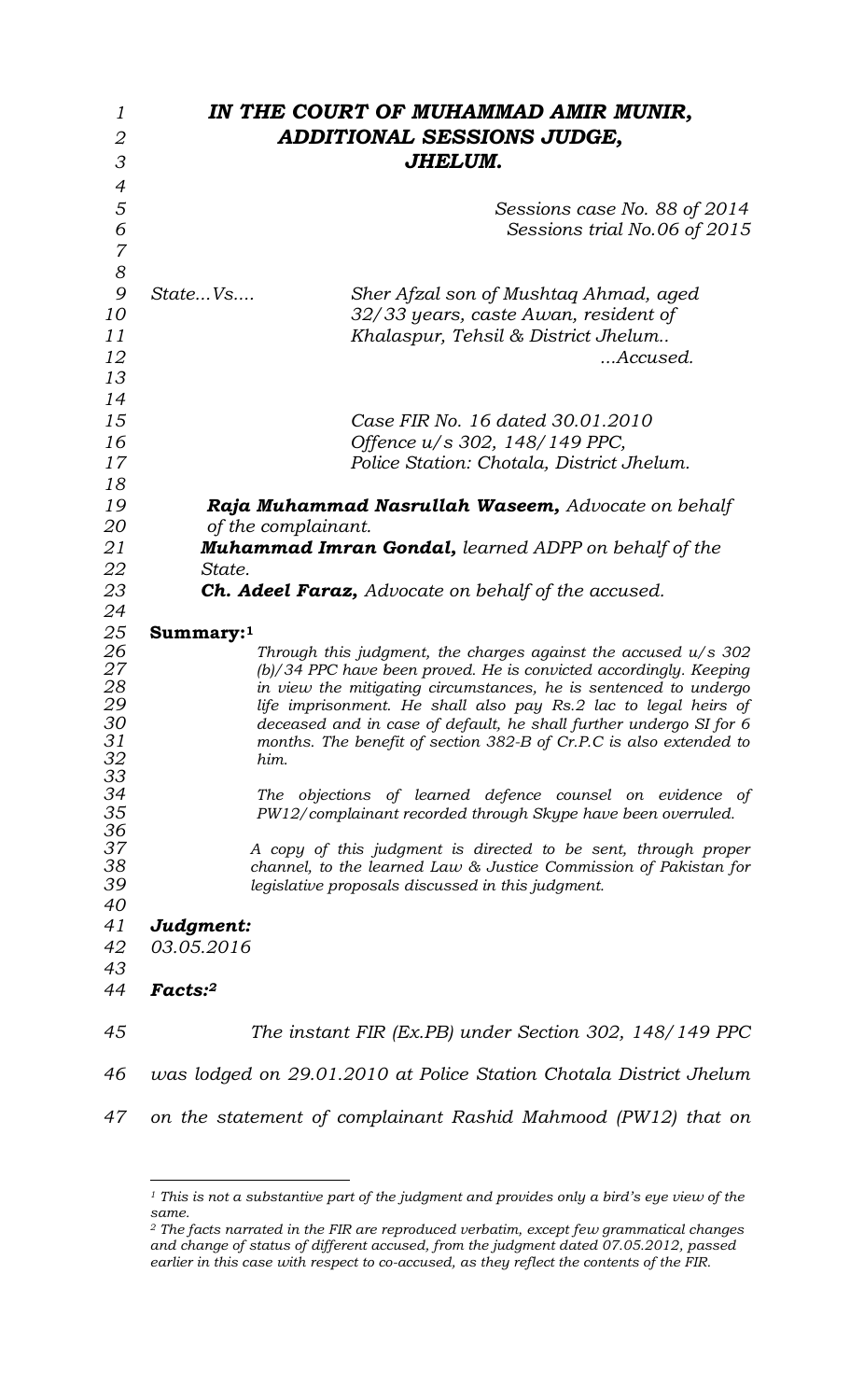# *IN THE COURT OF MUHAMMAD AMIR MUNIR,*
# *ADDITIONAL SESSIONS JUDGE,*
# *JHELUM.*

*Sessions case No. 88 of 2014*
*Sessions trial No.06 of 2015*

*State...Vs....* *Sher Afzal son of Mushtaq Ahmad, aged 32/33 years, caste Awan, resident of Khalaspur, Tehsil & District Jhelum..*
*...Accused.*

*Case FIR No. 16 dated 30.01.2010*
*Offence u/s 302, 148/149 PPC,*
*Police Station: Chotala, District Jhelum.*

***Raja Muhammad Nasrullah Waseem,** Advocate on behalf of the complainant.*
***Muhammad Imran Gondal,** learned ADPP on behalf of the State.*
***Ch. Adeel Faraz,** Advocate on behalf of the accused.*

**Summary:**[1]

*Through this judgment, the charges against the accused u/s 302 (b)/34 PPC have been proved. He is convicted accordingly. Keeping in view the mitigating circumstances, he is sentenced to undergo life imprisonment. He shall also pay Rs.2 lac to legal heirs of deceased and in case of default, he shall further undergo SI for 6 months. The benefit of section 382-B of Cr.P.C is also extended to him.*

*The objections of learned defence counsel on evidence of PW12/complainant recorded through Skype have been overruled.*

*A copy of this judgment is directed to be sent, through proper channel, to the learned Law & Justice Commission of Pakistan for legislative proposals discussed in this judgment.*

***Judgment:***
*03.05.2016*

***Facts:***[2]

*The instant FIR (Ex.PB) under Section 302, 148/149 PPC was lodged on 29.01.2010 at Police Station Chotala District Jhelum on the statement of complainant Rashid Mahmood (PW12) that on*

---

[1] *This is not a substantive part of the judgment and provides only a bird's eye view of the same.*

[2] *The facts narrated in the FIR are reproduced verbatim, except few grammatical changes and change of status of different accused, from the judgment dated 07.05.2012, passed earlier in this case with respect to co-accused, as they reflect the contents of the FIR.*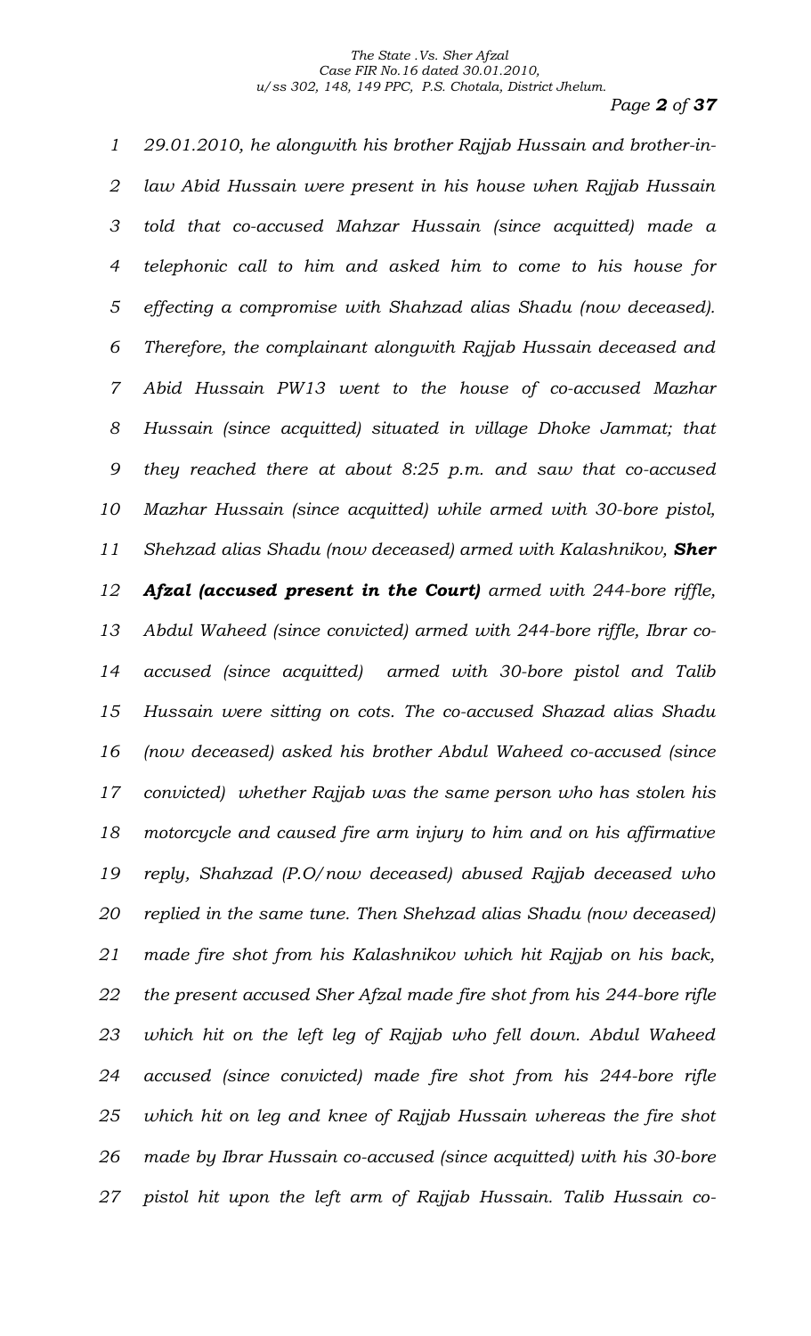*29.01.2010, he alongwith his brother Rajjab Hussain and brother-in-law Abid Hussain were present in his house when Rajjab Hussain told that co-accused Mahzar Hussain (since acquitted) made a telephonic call to him and asked him to come to his house for effecting a compromise with Shahzad alias Shadu (now deceased). Therefore, the complainant alongwith Rajjab Hussain deceased and Abid Hussain PW13 went to the house of co-accused Mazhar Hussain (since acquitted) situated in village Dhoke Jammat; that they reached there at about 8:25 p.m. and saw that co-accused Mazhar Hussain (since acquitted) while armed with 30-bore pistol, Shehzad alias Shadu (now deceased) armed with Kalashnikov, **Sher Afzal (accused present in the Court)** armed with 244-bore riffle, Abdul Waheed (since convicted) armed with 244-bore riffle, Ibrar co-accused (since acquitted) armed with 30-bore pistol and Talib Hussain were sitting on cots. The co-accused Shazad alias Shadu (now deceased) asked his brother Abdul Waheed co-accused (since convicted) whether Rajjab was the same person who has stolen his motorcycle and caused fire arm injury to him and on his affirmative reply, Shahzad (P.O/now deceased) abused Rajjab deceased who replied in the same tune. Then Shehzad alias Shadu (now deceased) made fire shot from his Kalashnikov which hit Rajjab on his back, the present accused Sher Afzal made fire shot from his 244-bore rifle which hit on the left leg of Rajjab who fell down. Abdul Waheed accused (since convicted) made fire shot from his 244-bore rifle which hit on leg and knee of Rajjab Hussain whereas the fire shot made by Ibrar Hussain co-accused (since acquitted) with his 30-bore pistol hit upon the left arm of Rajjab Hussain. Talib Hussain co-*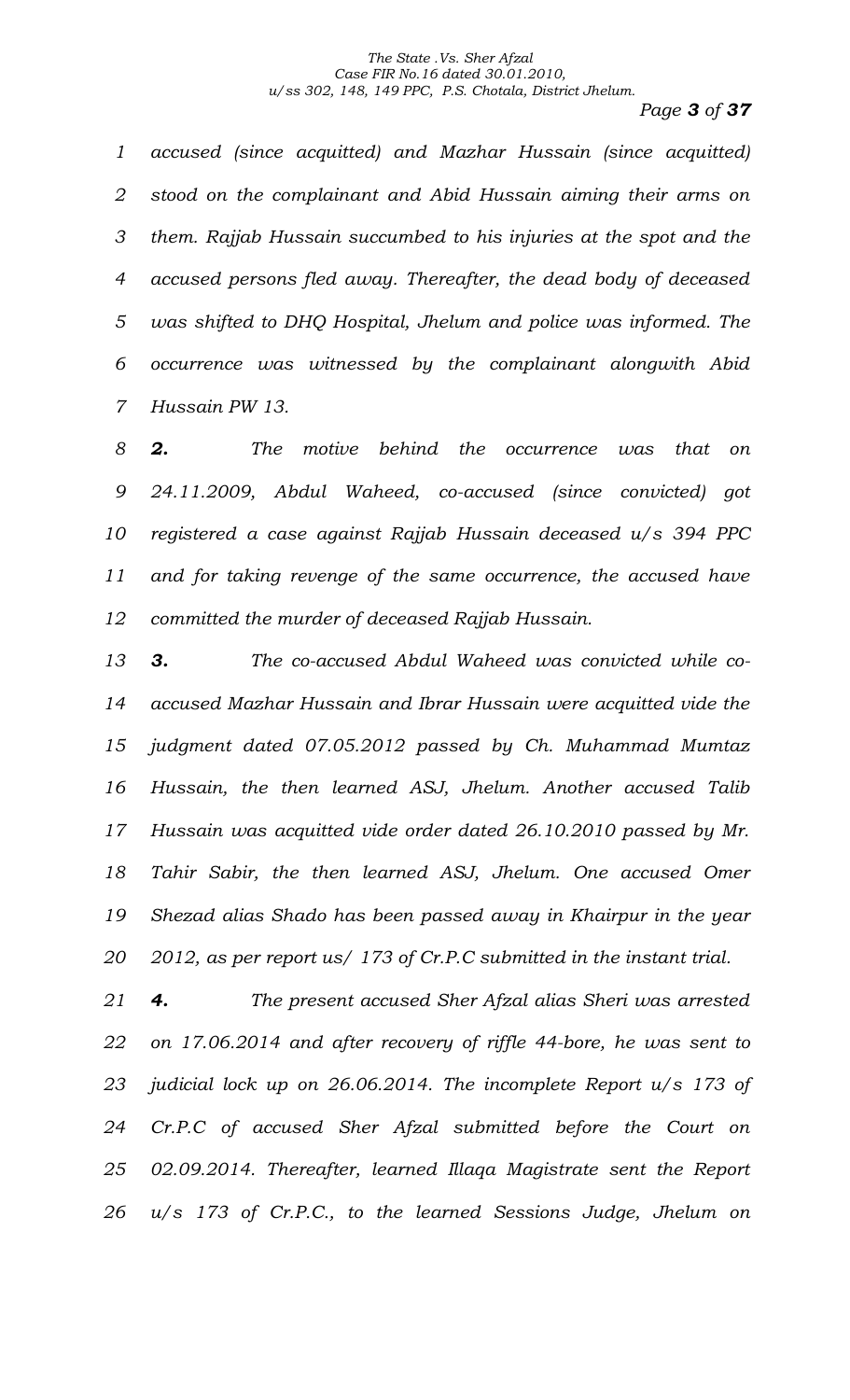*accused (since acquitted) and Mazhar Hussain (since acquitted) stood on the complainant and Abid Hussain aiming their arms on them. Rajjab Hussain succumbed to his injuries at the spot and the accused persons fled away. Thereafter, the dead body of deceased was shifted to DHQ Hospital, Jhelum and police was informed. The occurrence was witnessed by the complainant alongwith Abid Hussain PW 13.*

***2.*** *The motive behind the occurrence was that on 24.11.2009, Abdul Waheed, co-accused (since convicted) got registered a case against Rajjab Hussain deceased u/s 394 PPC and for taking revenge of the same occurrence, the accused have committed the murder of deceased Rajjab Hussain.*

***3.*** *The co-accused Abdul Waheed was convicted while co-accused Mazhar Hussain and Ibrar Hussain were acquitted vide the judgment dated 07.05.2012 passed by Ch. Muhammad Mumtaz Hussain, the then learned ASJ, Jhelum. Another accused Talib Hussain was acquitted vide order dated 26.10.2010 passed by Mr. Tahir Sabir, the then learned ASJ, Jhelum. One accused Omer Shezad alias Shado has been passed away in Khairpur in the year 2012, as per report us/ 173 of Cr.P.C submitted in the instant trial.*

***4.*** *The present accused Sher Afzal alias Sheri was arrested on 17.06.2014 and after recovery of riffle 44-bore, he was sent to judicial lock up on 26.06.2014. The incomplete Report u/s 173 of Cr.P.C of accused Sher Afzal submitted before the Court on 02.09.2014. Thereafter, learned Illaqa Magistrate sent the Report u/s 173 of Cr.P.C., to the learned Sessions Judge, Jhelum on*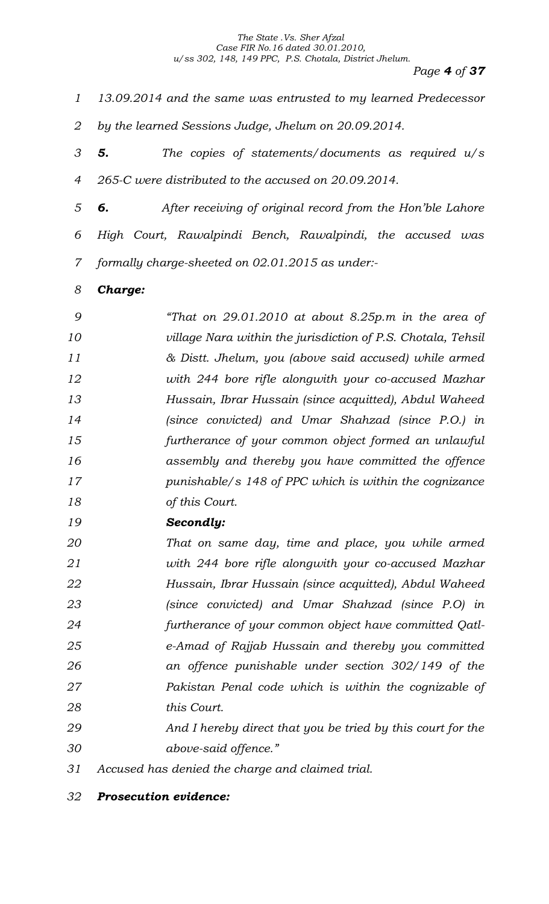*13.09.2014 and the same was entrusted to my learned Predecessor by the learned Sessions Judge, Jhelum on 20.09.2014.*

***5.*** *The copies of statements/documents as required u/s 265-C were distributed to the accused on 20.09.2014.*

***6.*** *After receiving of original record from the Hon'ble Lahore High Court, Rawalpindi Bench, Rawalpindi, the accused was formally charge-sheeted on 02.01.2015 as under:-*

***Charge:***

> *"That on 29.01.2010 at about 8.25p.m in the area of village Nara within the jurisdiction of P.S. Chotala, Tehsil & Distt. Jhelum, you (above said accused) while armed with 244 bore rifle alongwith your co-accused Mazhar Hussain, Ibrar Hussain (since acquitted), Abdul Waheed (since convicted) and Umar Shahzad (since P.O.) in furtherance of your common object formed an unlawful assembly and thereby you have committed the offence punishable/s 148 of PPC which is within the cognizance of this Court.*
>
> ***Secondly:***
>
> *That on same day, time and place, you while armed with 244 bore rifle alongwith your co-accused Mazhar Hussain, Ibrar Hussain (since acquitted), Abdul Waheed (since convicted) and Umar Shahzad (since P.O) in furtherance of your common object have committed Qatl-e-Amad of Rajjab Hussain and thereby you committed an offence punishable under section 302/149 of the Pakistan Penal code which is within the cognizable of this Court.*
>
> *And I hereby direct that you be tried by this court for the above-said offence."*

*Accused has denied the charge and claimed trial.*

***Prosecution evidence:***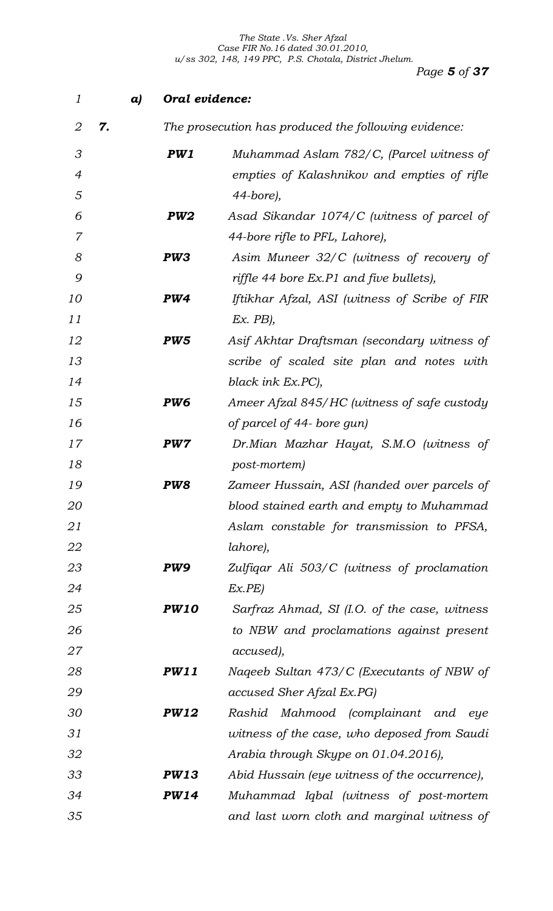***a) Oral evidence:***

***7.*** *The prosecution has produced the following evidence:*

| | |
|---|---|
| ***PW1*** | *Muhammad Aslam 782/C, (Parcel witness of empties of Kalashnikov and empties of rifle 44-bore),* |
| ***PW2*** | *Asad Sikandar 1074/C (witness of parcel of 44-bore rifle to PFL, Lahore),* |
| ***PW3*** | *Asim Muneer 32/C (witness of recovery of riffle 44 bore Ex.P1 and five bullets),* |
| ***PW4*** | *Iftikhar Afzal, ASI (witness of Scribe of FIR Ex. PB),* |
| ***PW5*** | *Asif Akhtar Draftsman (secondary witness of scribe of scaled site plan and notes with black ink Ex.PC),* |
| ***PW6*** | *Ameer Afzal 845/HC (witness of safe custody of parcel of 44- bore gun)* |
| ***PW7*** | *Dr.Mian Mazhar Hayat, S.M.O (witness of post-mortem)* |
| ***PW8*** | *Zameer Hussain, ASI (handed over parcels of blood stained earth and empty to Muhammad Aslam constable for transmission to PFSA, lahore),* |
| ***PW9*** | *Zulfiqar Ali 503/C (witness of proclamation Ex.PE)* |
| ***PW10*** | *Sarfraz Ahmad, SI (I.O. of the case, witness to NBW and proclamations against present accused),* |
| ***PW11*** | *Naqeeb Sultan 473/C (Executants of NBW of accused Sher Afzal Ex.PG)* |
| ***PW12*** | *Rashid Mahmood (complainant and eye witness of the case, who deposed from Saudi Arabia through Skype on 01.04.2016),* |
| ***PW13*** | *Abid Hussain (eye witness of the occurrence),* |
| ***PW14*** | *Muhammad Iqbal (witness of post-mortem and last worn cloth and marginal witness of* |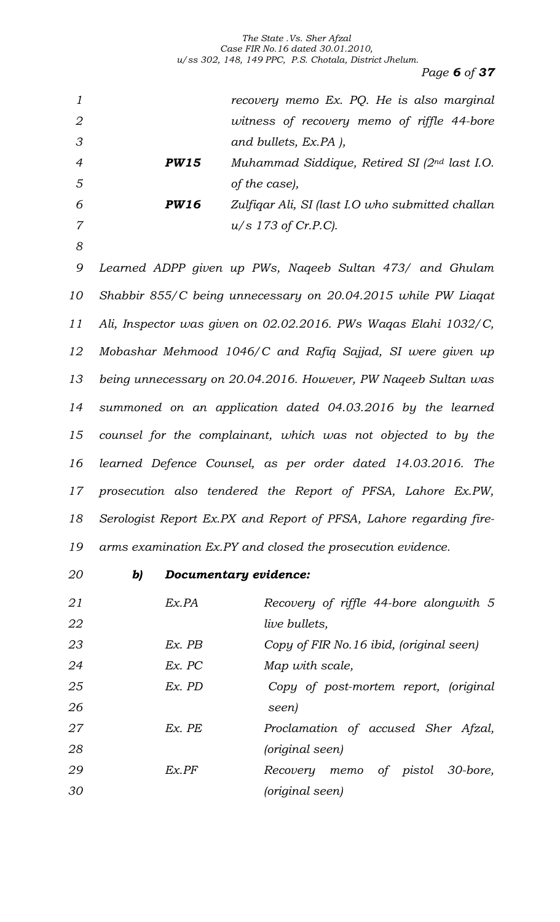*recovery memo Ex. PQ. He is also marginal witness of recovery memo of riffle 44-bore and bullets, Ex.PA ),*

| | |
|---|---|
| ***PW15*** | *Muhammad Siddique, Retired SI (2nd last I.O. of the case),* |
| ***PW16*** | *Zulfiqar Ali, SI (last I.O who submitted challan u/s 173 of Cr.P.C).* |

*Learned ADPP given up PWs, Naqeeb Sultan 473/ and Ghulam Shabbir 855/C being unnecessary on 20.04.2015 while PW Liaqat Ali, Inspector was given on 02.02.2016. PWs Waqas Elahi 1032/C, Mobashar Mehmood 1046/C and Rafiq Sajjad, SI were given up being unnecessary on 20.04.2016. However, PW Naqeeb Sultan was summoned on an application dated 04.03.2016 by the learned counsel for the complainant, which was not objected to by the learned Defence Counsel, as per order dated 14.03.2016. The prosecution also tendered the Report of PFSA, Lahore Ex.PW, Serologist Report Ex.PX and Report of PFSA, Lahore regarding fire-arms examination Ex.PY and closed the prosecution evidence.*

***b) Documentary evidence:***

| | |
|---|---|
| *Ex.PA* | *Recovery of riffle 44-bore alongwith 5 live bullets,* |
| *Ex. PB* | *Copy of FIR No.16 ibid, (original seen)* |
| *Ex. PC* | *Map with scale,* |
| *Ex. PD* | *Copy of post-mortem report, (original seen)* |
| *Ex. PE* | *Proclamation of accused Sher Afzal, (original seen)* |
| *Ex.PF* | *Recovery memo of pistol 30-bore, (original seen)* |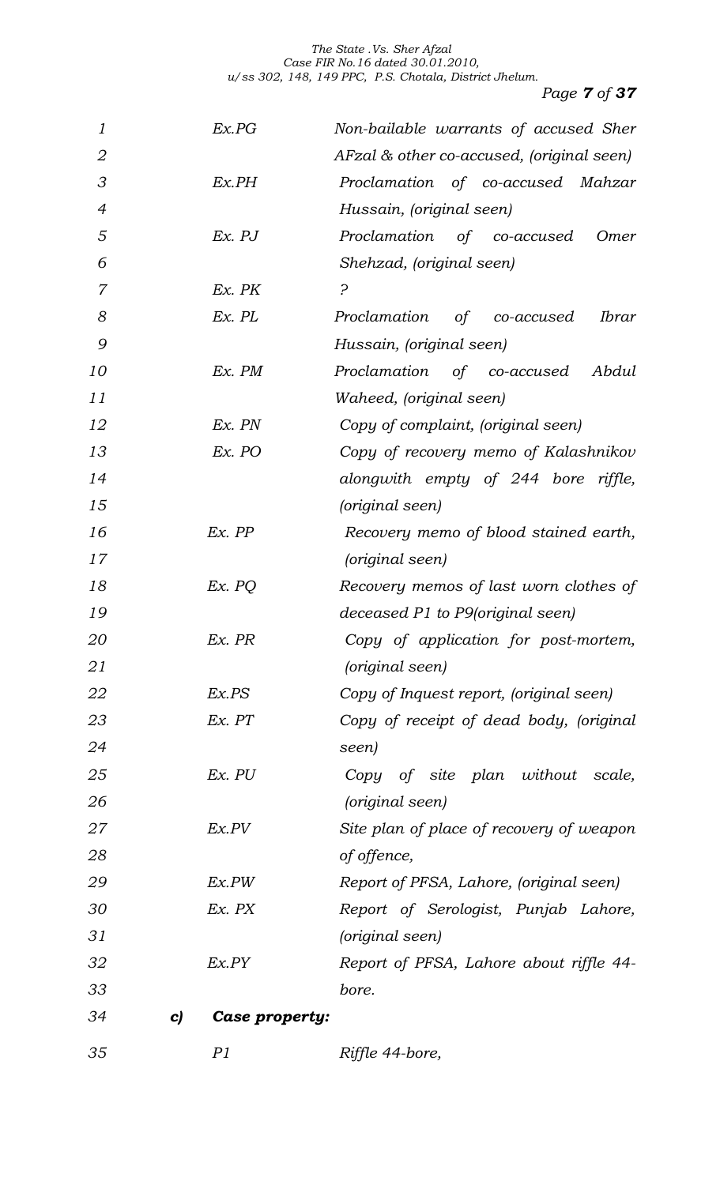| | |
|---|---|
| Ex.PG | Non-bailable warrants of accused Sher AFzal & other co-accused, (original seen) |
| Ex.PH | Proclamation of co-accused Mahzar Hussain, (original seen) |
| Ex. PJ | Proclamation of co-accused Omer Shehzad, (original seen) |
| Ex. PK | ? |
| Ex. PL | Proclamation of co-accused Ibrar Hussain, (original seen) |
| Ex. PM | Proclamation of co-accused Abdul Waheed, (original seen) |
| Ex. PN | Copy of complaint, (original seen) |
| Ex. PO | Copy of recovery memo of Kalashnikov alongwith empty of 244 bore riffle, (original seen) |
| Ex. PP | Recovery memo of blood stained earth, (original seen) |
| Ex. PQ | Recovery memos of last worn clothes of deceased P1 to P9(original seen) |
| Ex. PR | Copy of application for post-mortem, (original seen) |
| Ex.PS | Copy of Inquest report, (original seen) |
| Ex. PT | Copy of receipt of dead body, (original seen) |
| Ex. PU | Copy of site plan without scale, (original seen) |
| Ex.PV | Site plan of place of recovery of weapon of offence, |
| Ex.PW | Report of PFSA, Lahore, (original seen) |
| Ex. PX | Report of Serologist, Punjab Lahore, (original seen) |
| Ex.PY | Report of PFSA, Lahore about riffle 44-bore. |

**c) Case property:**

| | |
|---|---|
| P1 | Riffle 44-bore, |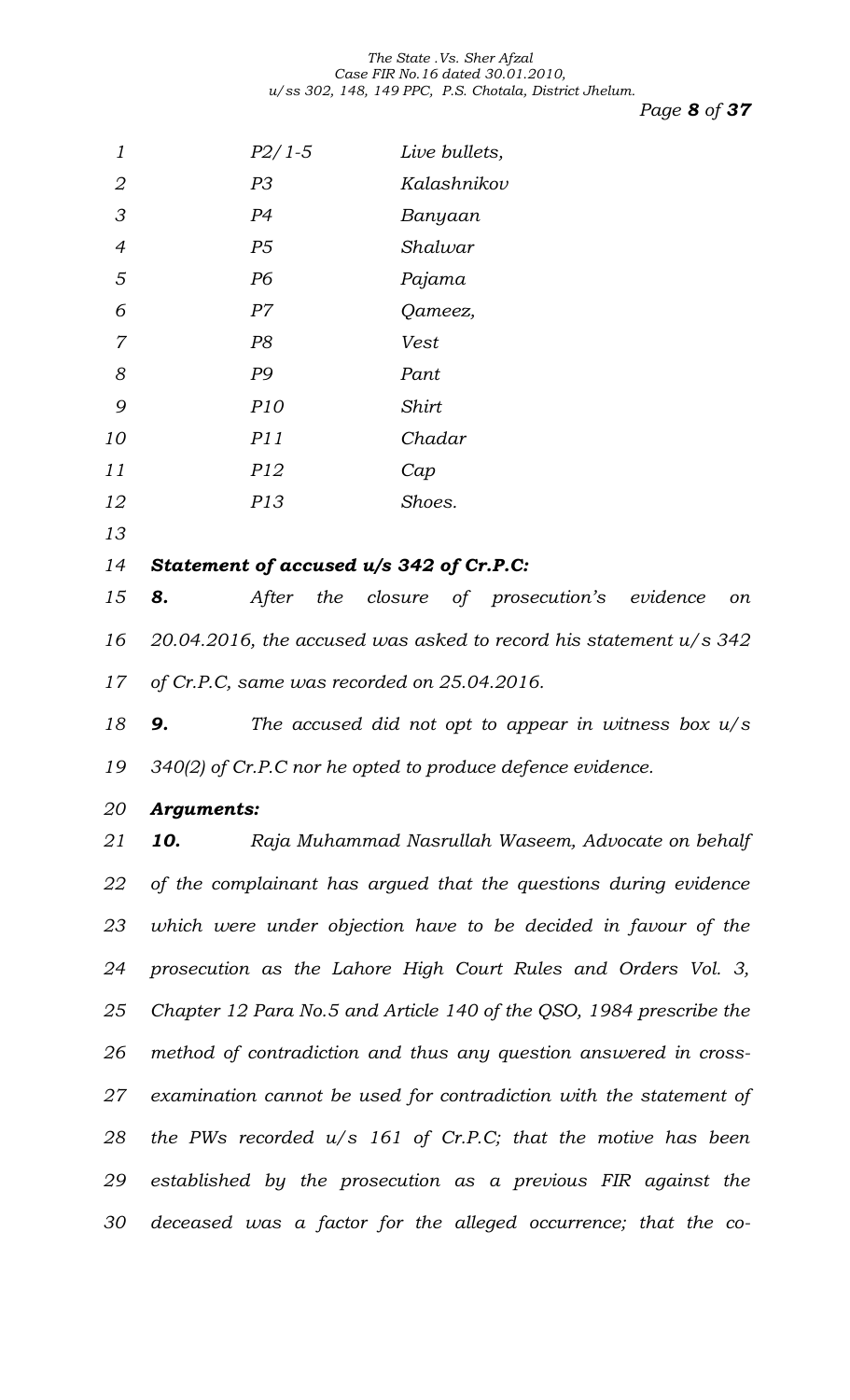| | |
|---|---|
| P2/1-5 | Live bullets, |
| P3 | Kalashnikov |
| P4 | Banyaan |
| P5 | Shalwar |
| P6 | Pajama |
| P7 | Qameez, |
| P8 | Vest |
| P9 | Pant |
| P10 | Shirt |
| P11 | Chadar |
| P12 | Cap |
| P13 | Shoes. |

***Statement of accused u/s 342 of Cr.P.C:***

***8.*** *After the closure of prosecution's evidence on 20.04.2016, the accused was asked to record his statement u/s 342 of Cr.P.C, same was recorded on 25.04.2016.*

***9.*** *The accused did not opt to appear in witness box u/s 340(2) of Cr.P.C nor he opted to produce defence evidence.*

***Arguments:***

***10.*** *Raja Muhammad Nasrullah Waseem, Advocate on behalf of the complainant has argued that the questions during evidence which were under objection have to be decided in favour of the prosecution as the Lahore High Court Rules and Orders Vol. 3, Chapter 12 Para No.5 and Article 140 of the QSO, 1984 prescribe the method of contradiction and thus any question answered in cross-examination cannot be used for contradiction with the statement of the PWs recorded u/s 161 of Cr.P.C; that the motive has been established by the prosecution as a previous FIR against the deceased was a factor for the alleged occurrence; that the co-*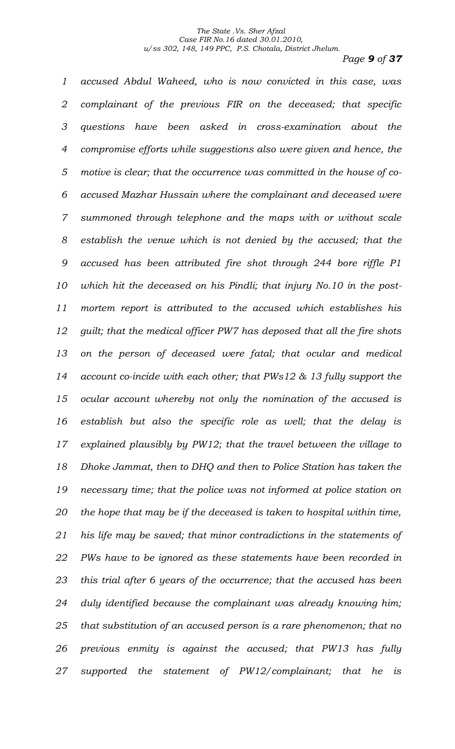*accused Abdul Waheed, who is now convicted in this case, was complainant of the previous FIR on the deceased; that specific questions have been asked in cross-examination about the compromise efforts while suggestions also were given and hence, the motive is clear; that the occurrence was committed in the house of co-accused Mazhar Hussain where the complainant and deceased were summoned through telephone and the maps with or without scale establish the venue which is not denied by the accused; that the accused has been attributed fire shot through 244 bore riffle P1 which hit the deceased on his Pindli; that injury No.10 in the post-mortem report is attributed to the accused which establishes his guilt; that the medical officer PW7 has deposed that all the fire shots on the person of deceased were fatal; that ocular and medical account co-incide with each other; that PWs12 & 13 fully support the ocular account whereby not only the nomination of the accused is establish but also the specific role as well; that the delay is explained plausibly by PW12; that the travel between the village to Dhoke Jammat, then to DHQ and then to Police Station has taken the necessary time; that the police was not informed at police station on the hope that may be if the deceased is taken to hospital within time, his life may be saved; that minor contradictions in the statements of PWs have to be ignored as these statements have been recorded in this trial after 6 years of the occurrence; that the accused has been duly identified because the complainant was already knowing him; that substitution of an accused person is a rare phenomenon; that no previous enmity is against the accused; that PW13 has fully supported the statement of PW12/complainant; that he is*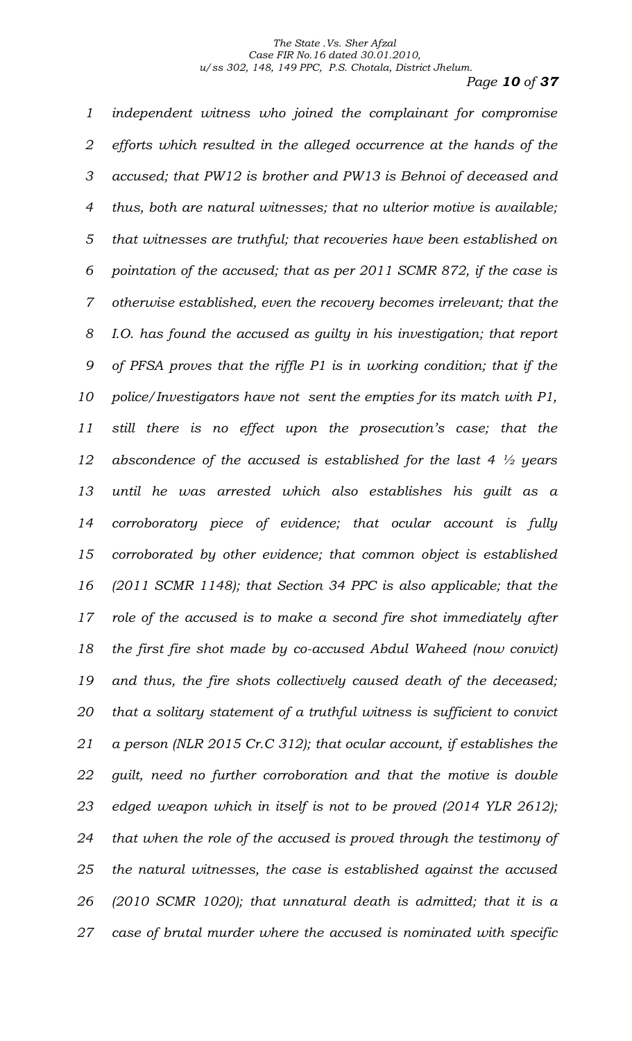*independent witness who joined the complainant for compromise efforts which resulted in the alleged occurrence at the hands of the accused; that PW12 is brother and PW13 is Behnoi of deceased and thus, both are natural witnesses; that no ulterior motive is available; that witnesses are truthful; that recoveries have been established on pointation of the accused; that as per 2011 SCMR 872, if the case is otherwise established, even the recovery becomes irrelevant; that the I.O. has found the accused as guilty in his investigation; that report of PFSA proves that the riffle P1 is in working condition; that if the police/Investigators have not sent the empties for its match with P1, still there is no effect upon the prosecution's case; that the abscondence of the accused is established for the last 4 ½ years until he was arrested which also establishes his guilt as a corroboratory piece of evidence; that ocular account is fully corroborated by other evidence; that common object is established (2011 SCMR 1148); that Section 34 PPC is also applicable; that the role of the accused is to make a second fire shot immediately after the first fire shot made by co-accused Abdul Waheed (now convict) and thus, the fire shots collectively caused death of the deceased; that a solitary statement of a truthful witness is sufficient to convict a person (NLR 2015 Cr.C 312); that ocular account, if establishes the guilt, need no further corroboration and that the motive is double edged weapon which in itself is not to be proved (2014 YLR 2612); that when the role of the accused is proved through the testimony of the natural witnesses, the case is established against the accused (2010 SCMR 1020); that unnatural death is admitted; that it is a case of brutal murder where the accused is nominated with specific*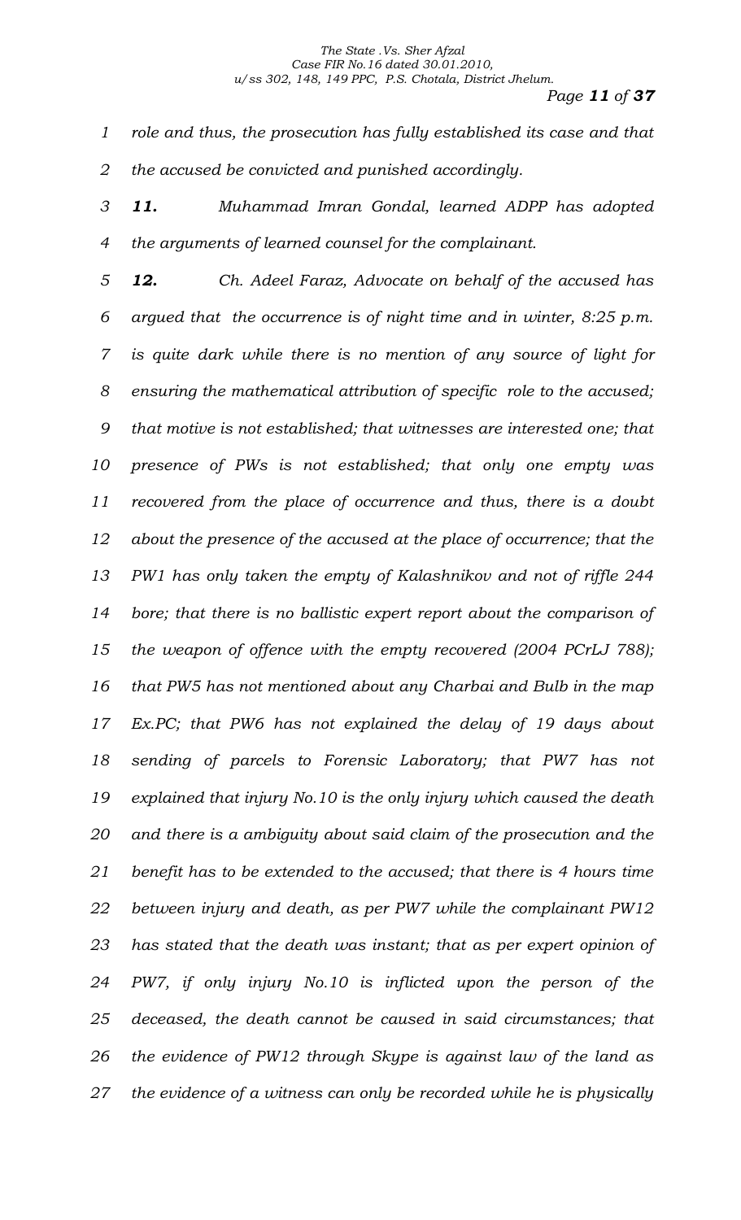*role and thus, the prosecution has fully established its case and that the accused be convicted and punished accordingly.*

***11.*** *Muhammad Imran Gondal, learned ADPP has adopted the arguments of learned counsel for the complainant.*

***12.*** *Ch. Adeel Faraz, Advocate on behalf of the accused has argued that the occurrence is of night time and in winter, 8:25 p.m. is quite dark while there is no mention of any source of light for ensuring the mathematical attribution of specific role to the accused; that motive is not established; that witnesses are interested one; that presence of PWs is not established; that only one empty was recovered from the place of occurrence and thus, there is a doubt about the presence of the accused at the place of occurrence; that the PW1 has only taken the empty of Kalashnikov and not of riffle 244 bore; that there is no ballistic expert report about the comparison of the weapon of offence with the empty recovered (2004 PCrLJ 788); that PW5 has not mentioned about any Charbai and Bulb in the map Ex.PC; that PW6 has not explained the delay of 19 days about sending of parcels to Forensic Laboratory; that PW7 has not explained that injury No.10 is the only injury which caused the death and there is a ambiguity about said claim of the prosecution and the benefit has to be extended to the accused; that there is 4 hours time between injury and death, as per PW7 while the complainant PW12 has stated that the death was instant; that as per expert opinion of PW7, if only injury No.10 is inflicted upon the person of the deceased, the death cannot be caused in said circumstances; that the evidence of PW12 through Skype is against law of the land as the evidence of a witness can only be recorded while he is physically*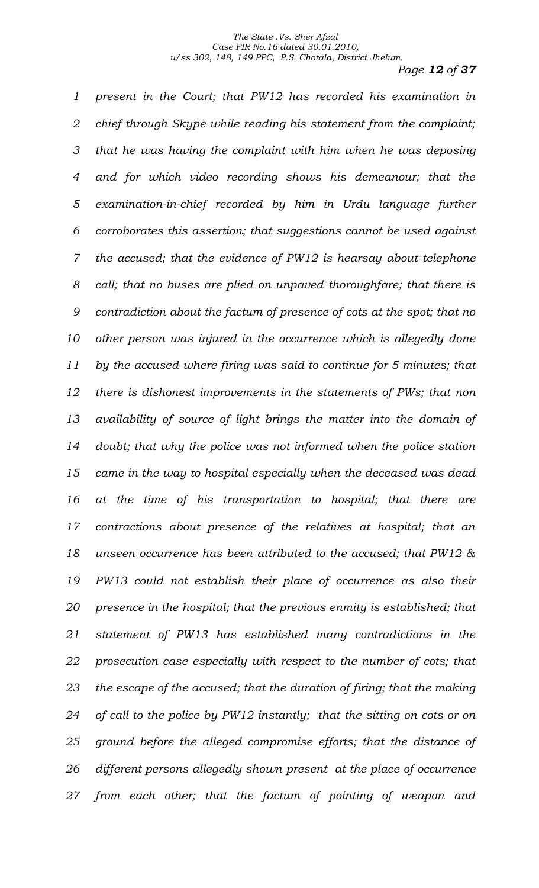*present in the Court; that PW12 has recorded his examination in chief through Skype while reading his statement from the complaint; that he was having the complaint with him when he was deposing and for which video recording shows his demeanour; that the examination-in-chief recorded by him in Urdu language further corroborates this assertion; that suggestions cannot be used against the accused; that the evidence of PW12 is hearsay about telephone call; that no buses are plied on unpaved thoroughfare; that there is contradiction about the factum of presence of cots at the spot; that no other person was injured in the occurrence which is allegedly done by the accused where firing was said to continue for 5 minutes; that there is dishonest improvements in the statements of PWs; that non availability of source of light brings the matter into the domain of doubt; that why the police was not informed when the police station came in the way to hospital especially when the deceased was dead at the time of his transportation to hospital; that there are contractions about presence of the relatives at hospital; that an unseen occurrence has been attributed to the accused; that PW12 & PW13 could not establish their place of occurrence as also their presence in the hospital; that the previous enmity is established; that statement of PW13 has established many contradictions in the prosecution case especially with respect to the number of cots; that the escape of the accused; that the duration of firing; that the making of call to the police by PW12 instantly; that the sitting on cots or on ground before the alleged compromise efforts; that the distance of different persons allegedly shown present at the place of occurrence from each other; that the factum of pointing of weapon and*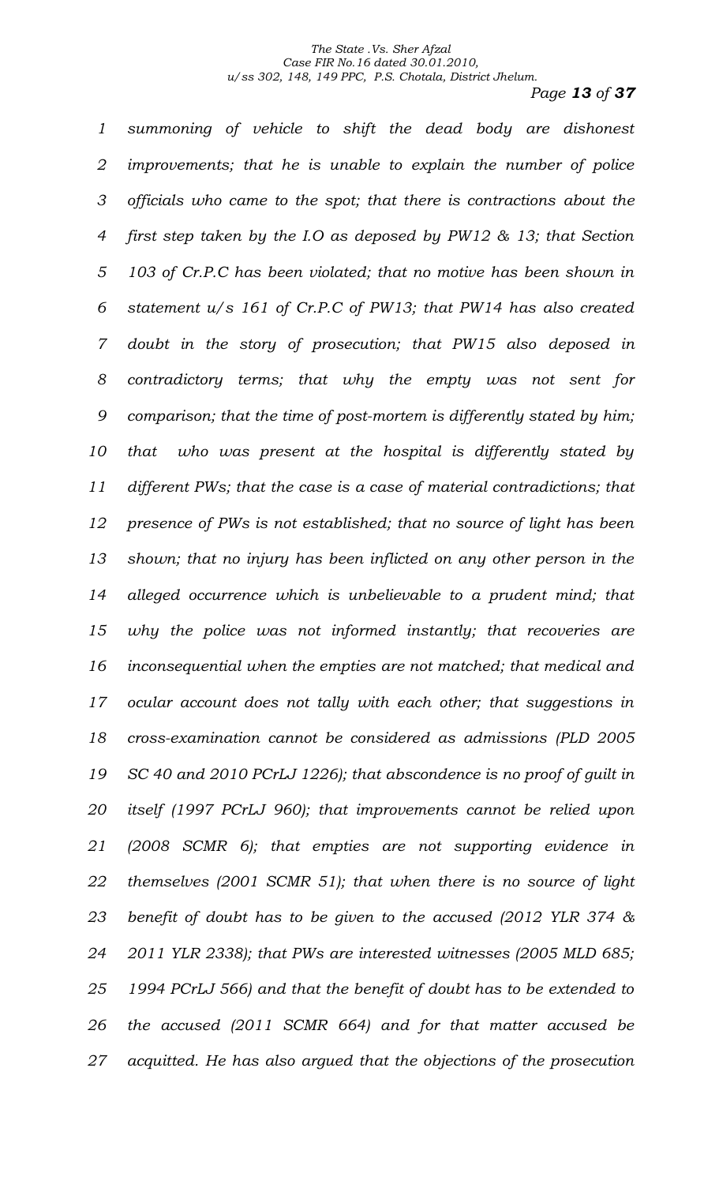*summoning of vehicle to shift the dead body are dishonest improvements; that he is unable to explain the number of police officials who came to the spot; that there is contractions about the first step taken by the I.O as deposed by PW12 & 13; that Section 103 of Cr.P.C has been violated; that no motive has been shown in statement u/s 161 of Cr.P.C of PW13; that PW14 has also created doubt in the story of prosecution; that PW15 also deposed in contradictory terms; that why the empty was not sent for comparison; that the time of post-mortem is differently stated by him; that who was present at the hospital is differently stated by different PWs; that the case is a case of material contradictions; that presence of PWs is not established; that no source of light has been shown; that no injury has been inflicted on any other person in the alleged occurrence which is unbelievable to a prudent mind; that why the police was not informed instantly; that recoveries are inconsequential when the empties are not matched; that medical and ocular account does not tally with each other; that suggestions in cross-examination cannot be considered as admissions (PLD 2005 SC 40 and 2010 PCrLJ 1226); that abscondence is no proof of guilt in itself (1997 PCrLJ 960); that improvements cannot be relied upon (2008 SCMR 6); that empties are not supporting evidence in themselves (2001 SCMR 51); that when there is no source of light benefit of doubt has to be given to the accused (2012 YLR 374 & 2011 YLR 2338); that PWs are interested witnesses (2005 MLD 685; 1994 PCrLJ 566) and that the benefit of doubt has to be extended to the accused (2011 SCMR 664) and for that matter accused be acquitted. He has also argued that the objections of the prosecution*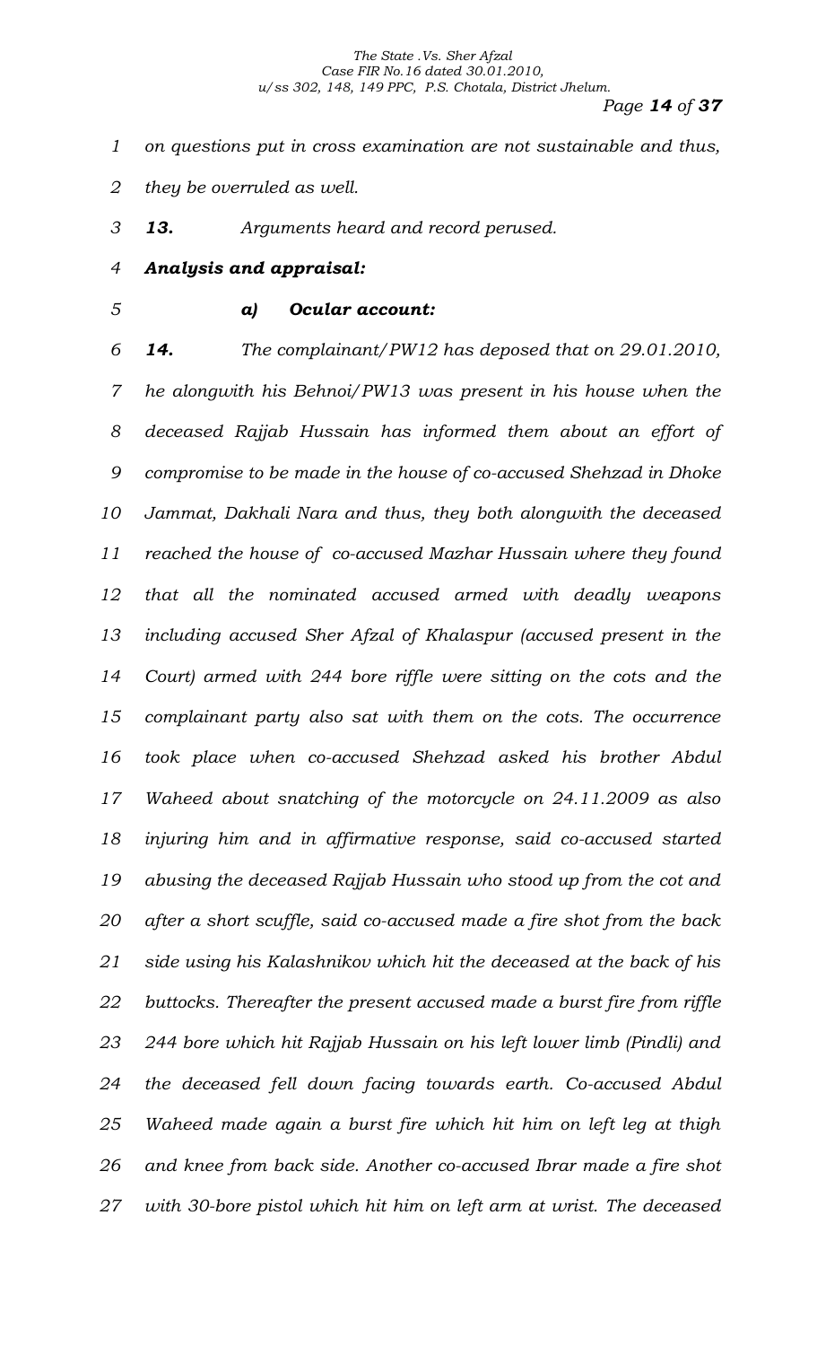*on questions put in cross examination are not sustainable and thus, they be overruled as well.*

***13.*** *Arguments heard and record perused.*

***Analysis and appraisal:***

***a) Ocular account:***

***14.*** *The complainant/PW12 has deposed that on 29.01.2010, he alongwith his Behnoi/PW13 was present in his house when the deceased Rajjab Hussain has informed them about an effort of compromise to be made in the house of co-accused Shehzad in Dhoke Jammat, Dakhali Nara and thus, they both alongwith the deceased reached the house of co-accused Mazhar Hussain where they found that all the nominated accused armed with deadly weapons including accused Sher Afzal of Khalaspur (accused present in the Court) armed with 244 bore riffle were sitting on the cots and the complainant party also sat with them on the cots. The occurrence took place when co-accused Shehzad asked his brother Abdul Waheed about snatching of the motorcycle on 24.11.2009 as also injuring him and in affirmative response, said co-accused started abusing the deceased Rajjab Hussain who stood up from the cot and after a short scuffle, said co-accused made a fire shot from the back side using his Kalashnikov which hit the deceased at the back of his buttocks. Thereafter the present accused made a burst fire from riffle 244 bore which hit Rajjab Hussain on his left lower limb (Pindli) and the deceased fell down facing towards earth. Co-accused Abdul Waheed made again a burst fire which hit him on left leg at thigh and knee from back side. Another co-accused Ibrar made a fire shot with 30-bore pistol which hit him on left arm at wrist. The deceased*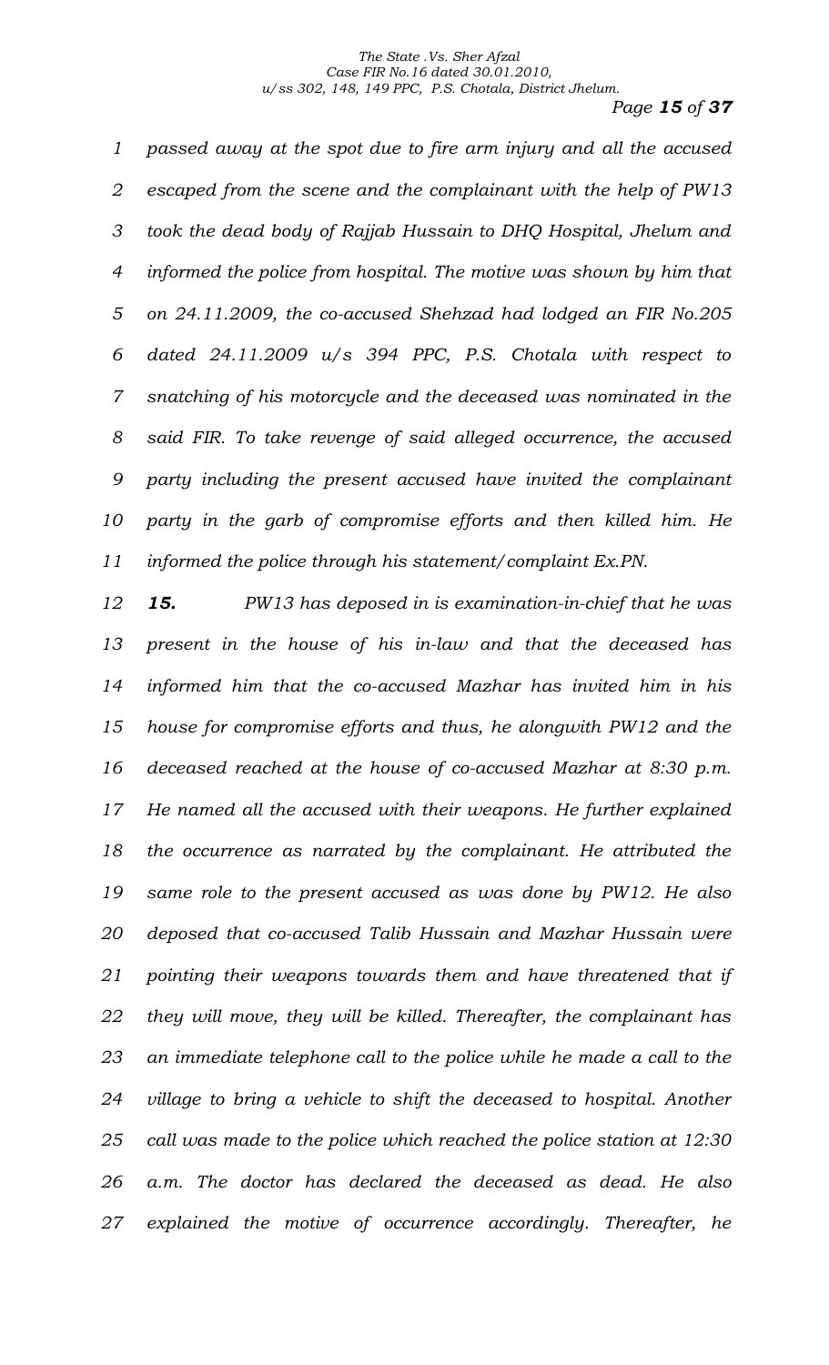*passed away at the spot due to fire arm injury and all the accused escaped from the scene and the complainant with the help of PW13 took the dead body of Rajjab Hussain to DHQ Hospital, Jhelum and informed the police from hospital. The motive was shown by him that on 24.11.2009, the co-accused Shehzad had lodged an FIR No.205 dated 24.11.2009 u/s 394 PPC, P.S. Chotala with respect to snatching of his motorcycle and the deceased was nominated in the said FIR. To take revenge of said alleged occurrence, the accused party including the present accused have invited the complainant party in the garb of compromise efforts and then killed him. He informed the police through his statement/complaint Ex.PN.*

***15.*** *PW13 has deposed in is examination-in-chief that he was present in the house of his in-law and that the deceased has informed him that the co-accused Mazhar has invited him in his house for compromise efforts and thus, he alongwith PW12 and the deceased reached at the house of co-accused Mazhar at 8:30 p.m. He named all the accused with their weapons. He further explained the occurrence as narrated by the complainant. He attributed the same role to the present accused as was done by PW12. He also deposed that co-accused Talib Hussain and Mazhar Hussain were pointing their weapons towards them and have threatened that if they will move, they will be killed. Thereafter, the complainant has an immediate telephone call to the police while he made a call to the village to bring a vehicle to shift the deceased to hospital. Another call was made to the police which reached the police station at 12:30 a.m. The doctor has declared the deceased as dead. He also explained the motive of occurrence accordingly. Thereafter, he*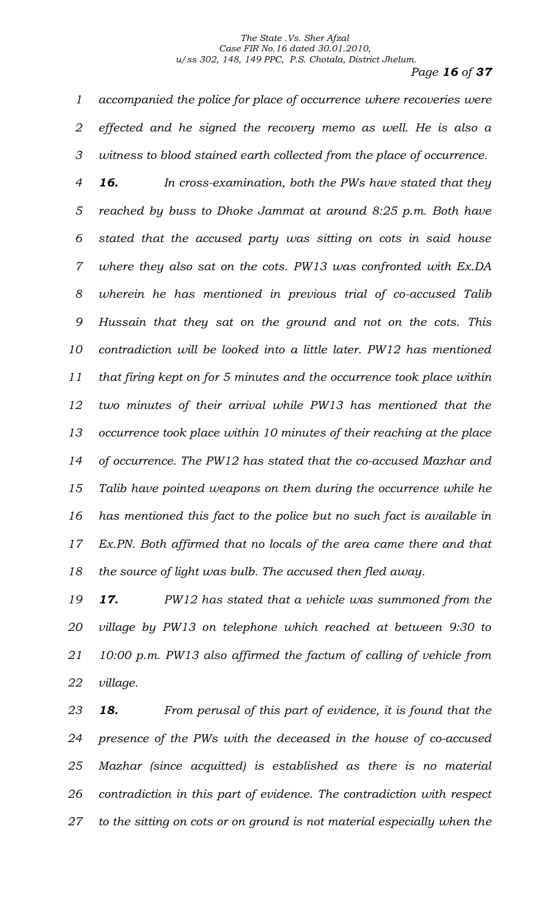*accompanied the police for place of occurrence where recoveries were effected and he signed the recovery memo as well. He is also a witness to blood stained earth collected from the place of occurrence.*

***16.*** *In cross-examination, both the PWs have stated that they reached by buss to Dhoke Jammat at around 8:25 p.m. Both have stated that the accused party was sitting on cots in said house where they also sat on the cots. PW13 was confronted with Ex.DA wherein he has mentioned in previous trial of co-accused Talib Hussain that they sat on the ground and not on the cots. This contradiction will be looked into a little later. PW12 has mentioned that firing kept on for 5 minutes and the occurrence took place within two minutes of their arrival while PW13 has mentioned that the occurrence took place within 10 minutes of their reaching at the place of occurrence. The PW12 has stated that the co-accused Mazhar and Talib have pointed weapons on them during the occurrence while he has mentioned this fact to the police but no such fact is available in Ex.PN. Both affirmed that no locals of the area came there and that the source of light was bulb. The accused then fled away.*

***17.*** *PW12 has stated that a vehicle was summoned from the village by PW13 on telephone which reached at between 9:30 to 10:00 p.m. PW13 also affirmed the factum of calling of vehicle from village.*

***18.*** *From perusal of this part of evidence, it is found that the presence of the PWs with the deceased in the house of co-accused Mazhar (since acquitted) is established as there is no material contradiction in this part of evidence. The contradiction with respect to the sitting on cots or on ground is not material especially when the*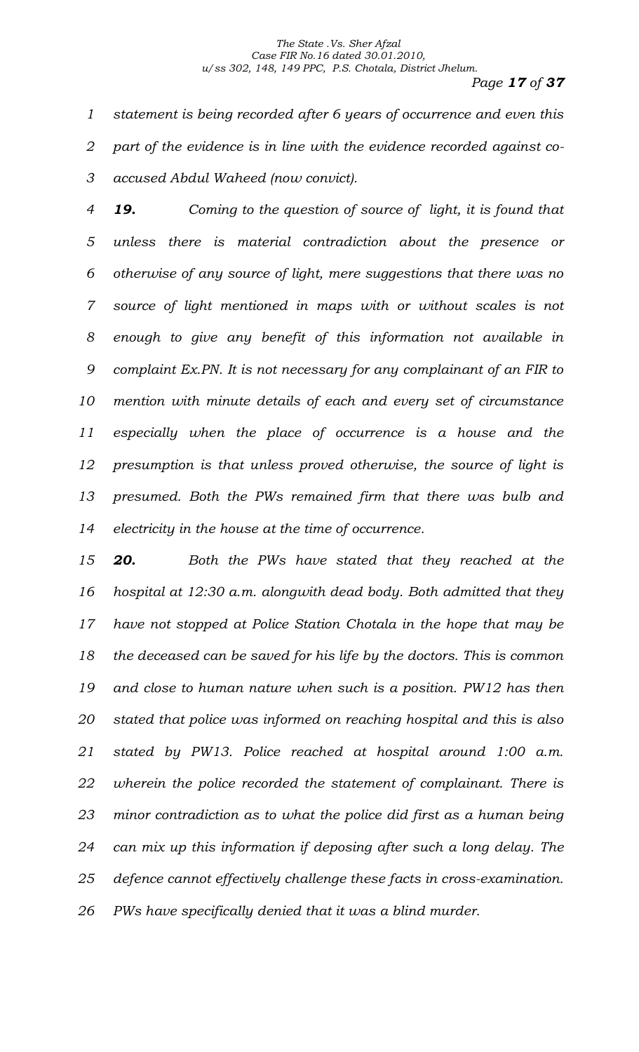*statement is being recorded after 6 years of occurrence and even this part of the evidence is in line with the evidence recorded against co-accused Abdul Waheed (now convict).*

***19.*** *Coming to the question of source of light, it is found that unless there is material contradiction about the presence or otherwise of any source of light, mere suggestions that there was no source of light mentioned in maps with or without scales is not enough to give any benefit of this information not available in complaint Ex.PN. It is not necessary for any complainant of an FIR to mention with minute details of each and every set of circumstance especially when the place of occurrence is a house and the presumption is that unless proved otherwise, the source of light is presumed. Both the PWs remained firm that there was bulb and electricity in the house at the time of occurrence.*

***20.*** *Both the PWs have stated that they reached at the hospital at 12:30 a.m. alongwith dead body. Both admitted that they have not stopped at Police Station Chotala in the hope that may be the deceased can be saved for his life by the doctors. This is common and close to human nature when such is a position. PW12 has then stated that police was informed on reaching hospital and this is also stated by PW13. Police reached at hospital around 1:00 a.m. wherein the police recorded the statement of complainant. There is minor contradiction as to what the police did first as a human being can mix up this information if deposing after such a long delay. The defence cannot effectively challenge these facts in cross-examination. PWs have specifically denied that it was a blind murder.*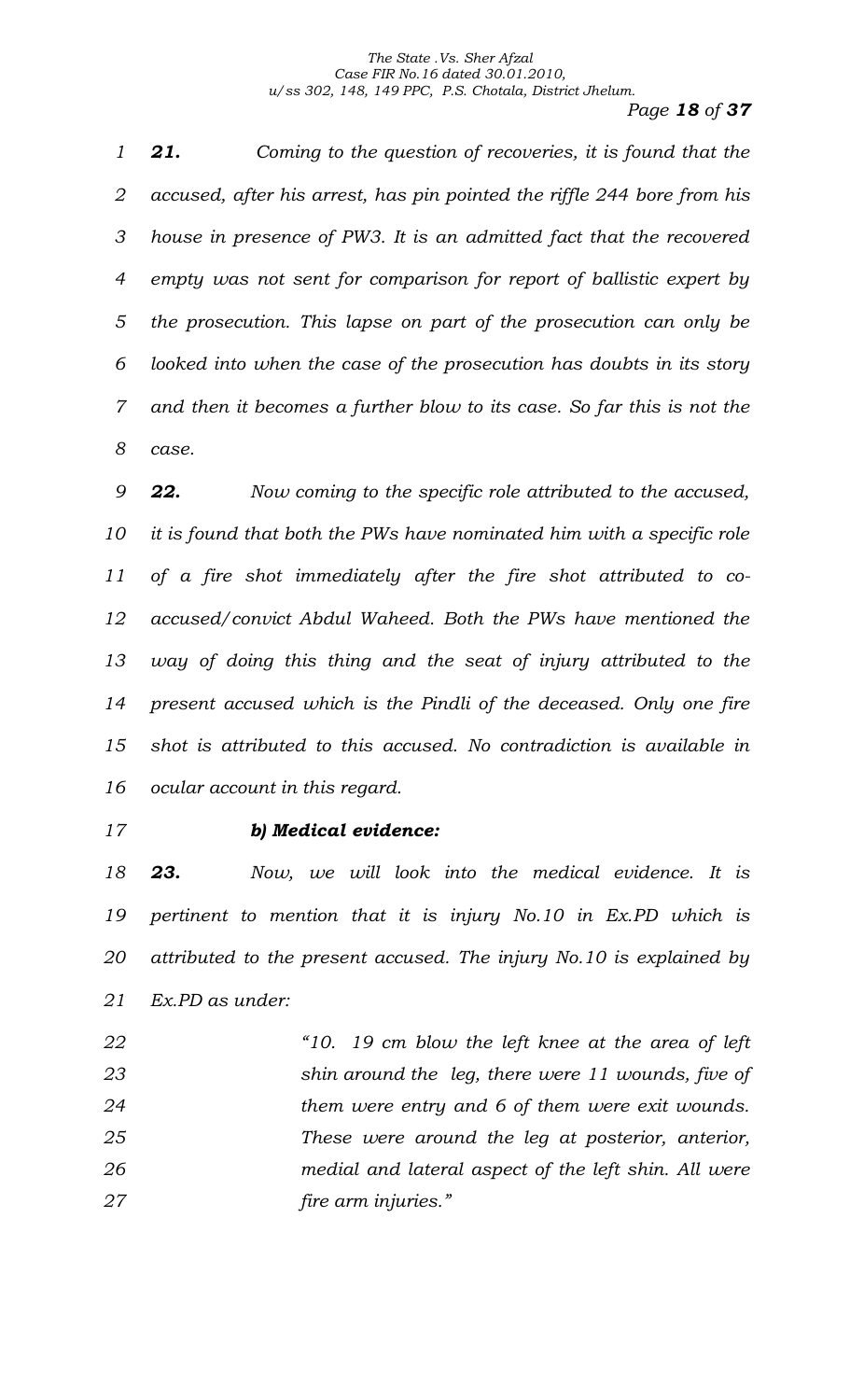***21.*** *Coming to the question of recoveries, it is found that the accused, after his arrest, has pin pointed the riffle 244 bore from his house in presence of PW3. It is an admitted fact that the recovered empty was not sent for comparison for report of ballistic expert by the prosecution. This lapse on part of the prosecution can only be looked into when the case of the prosecution has doubts in its story and then it becomes a further blow to its case. So far this is not the case.*

***22.*** *Now coming to the specific role attributed to the accused, it is found that both the PWs have nominated him with a specific role of a fire shot immediately after the fire shot attributed to co-accused/convict Abdul Waheed. Both the PWs have mentioned the way of doing this thing and the seat of injury attributed to the present accused which is the Pindli of the deceased. Only one fire shot is attributed to this accused. No contradiction is available in ocular account in this regard.*

***b) Medical evidence:***

***23.*** *Now, we will look into the medical evidence. It is pertinent to mention that it is injury No.10 in Ex.PD which is attributed to the present accused. The injury No.10 is explained by Ex.PD as under:*

> *"10. 19 cm blow the left knee at the area of left shin around the leg, there were 11 wounds, five of them were entry and 6 of them were exit wounds. These were around the leg at posterior, anterior, medial and lateral aspect of the left shin. All were fire arm injuries."*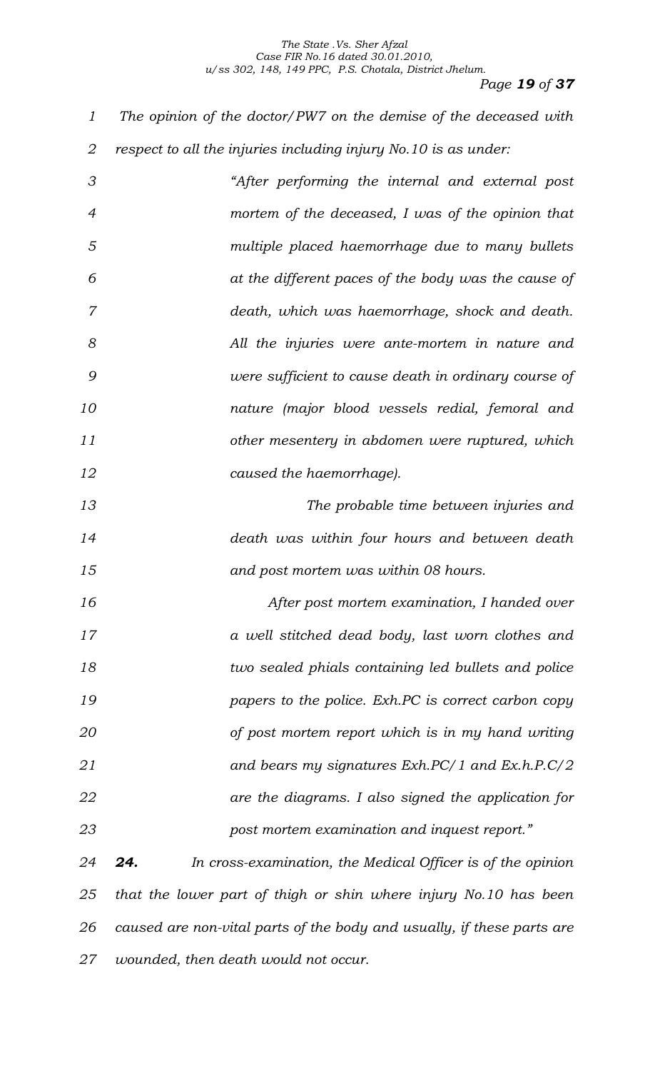*The opinion of the doctor/PW7 on the demise of the deceased with respect to all the injuries including injury No.10 is as under:*

> *"After performing the internal and external post mortem of the deceased, I was of the opinion that multiple placed haemorrhage due to many bullets at the different paces of the body was the cause of death, which was haemorrhage, shock and death. All the injuries were ante-mortem in nature and were sufficient to cause death in ordinary course of nature (major blood vessels redial, femoral and other mesentery in abdomen were ruptured, which caused the haemorrhage).*
>
> *The probable time between injuries and death was within four hours and between death and post mortem was within 08 hours.*
>
> *After post mortem examination, I handed over a well stitched dead body, last worn clothes and two sealed phials containing led bullets and police papers to the police. Exh.PC is correct carbon copy of post mortem report which is in my hand writing and bears my signatures Exh.PC/1 and Ex.h.P.C/2 are the diagrams. I also signed the application for post mortem examination and inquest report."*

***24.*** *In cross-examination, the Medical Officer is of the opinion that the lower part of thigh or shin where injury No.10 has been caused are non-vital parts of the body and usually, if these parts are wounded, then death would not occur.*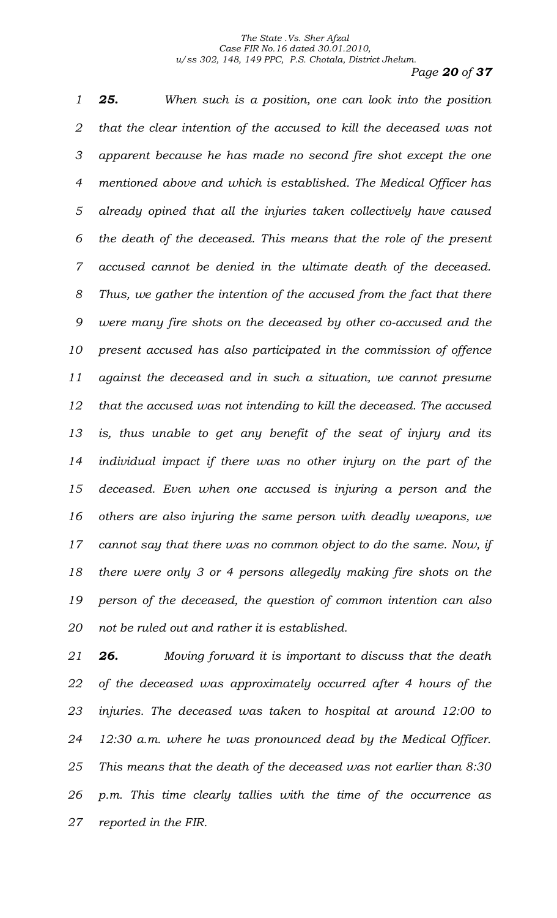***25.*** *When such is a position, one can look into the position that the clear intention of the accused to kill the deceased was not apparent because he has made no second fire shot except the one mentioned above and which is established. The Medical Officer has already opined that all the injuries taken collectively have caused the death of the deceased. This means that the role of the present accused cannot be denied in the ultimate death of the deceased. Thus, we gather the intention of the accused from the fact that there were many fire shots on the deceased by other co-accused and the present accused has also participated in the commission of offence against the deceased and in such a situation, we cannot presume that the accused was not intending to kill the deceased. The accused is, thus unable to get any benefit of the seat of injury and its individual impact if there was no other injury on the part of the deceased. Even when one accused is injuring a person and the others are also injuring the same person with deadly weapons, we cannot say that there was no common object to do the same. Now, if there were only 3 or 4 persons allegedly making fire shots on the person of the deceased, the question of common intention can also not be ruled out and rather it is established.*

***26.*** *Moving forward it is important to discuss that the death of the deceased was approximately occurred after 4 hours of the injuries. The deceased was taken to hospital at around 12:00 to 12:30 a.m. where he was pronounced dead by the Medical Officer. This means that the death of the deceased was not earlier than 8:30 p.m. This time clearly tallies with the time of the occurrence as reported in the FIR.*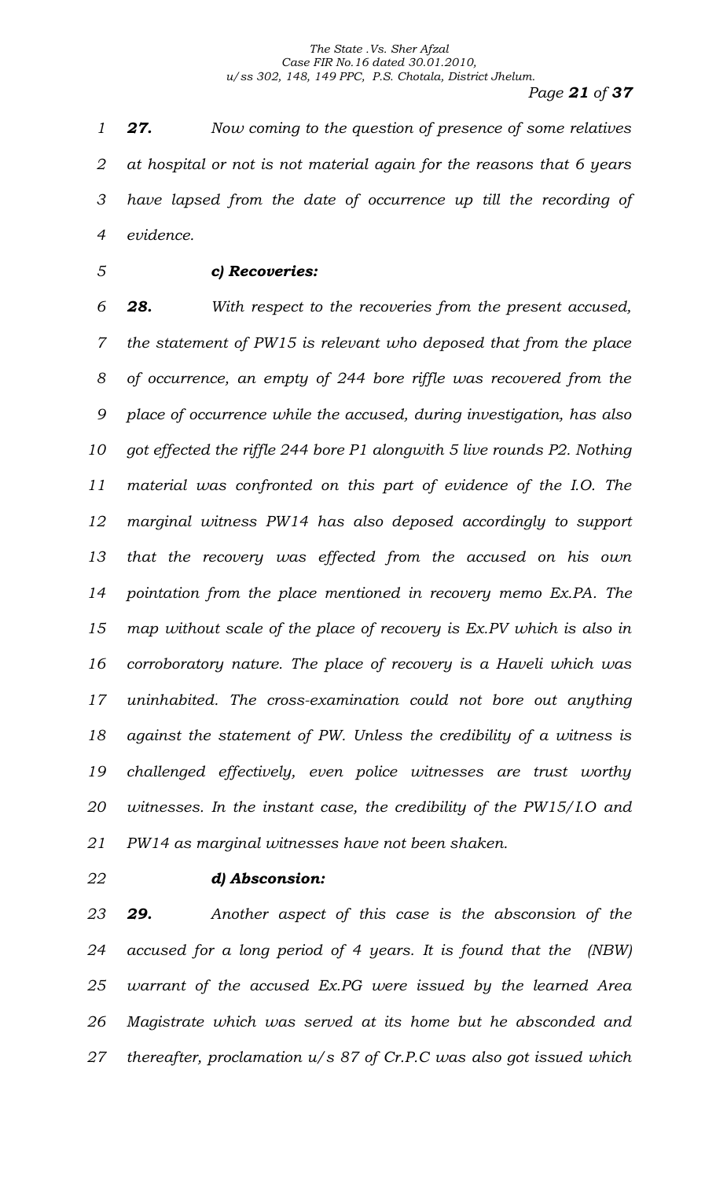*27.* *Now coming to the question of presence of some relatives at hospital or not is not material again for the reasons that 6 years have lapsed from the date of occurrence up till the recording of evidence.*

***c) Recoveries:***

*28.* *With respect to the recoveries from the present accused, the statement of PW15 is relevant who deposed that from the place of occurrence, an empty of 244 bore riffle was recovered from the place of occurrence while the accused, during investigation, has also got effected the riffle 244 bore P1 alongwith 5 live rounds P2. Nothing material was confronted on this part of evidence of the I.O. The marginal witness PW14 has also deposed accordingly to support that the recovery was effected from the accused on his own pointation from the place mentioned in recovery memo Ex.PA. The map without scale of the place of recovery is Ex.PV which is also in corroboratory nature. The place of recovery is a Haveli which was uninhabited. The cross-examination could not bore out anything against the statement of PW. Unless the credibility of a witness is challenged effectively, even police witnesses are trust worthy witnesses. In the instant case, the credibility of the PW15/I.O and PW14 as marginal witnesses have not been shaken.*

***d) Absconsion:***

*29.* *Another aspect of this case is the absconsion of the accused for a long period of 4 years. It is found that the (NBW) warrant of the accused Ex.PG were issued by the learned Area Magistrate which was served at its home but he absconded and thereafter, proclamation u/s 87 of Cr.P.C was also got issued which*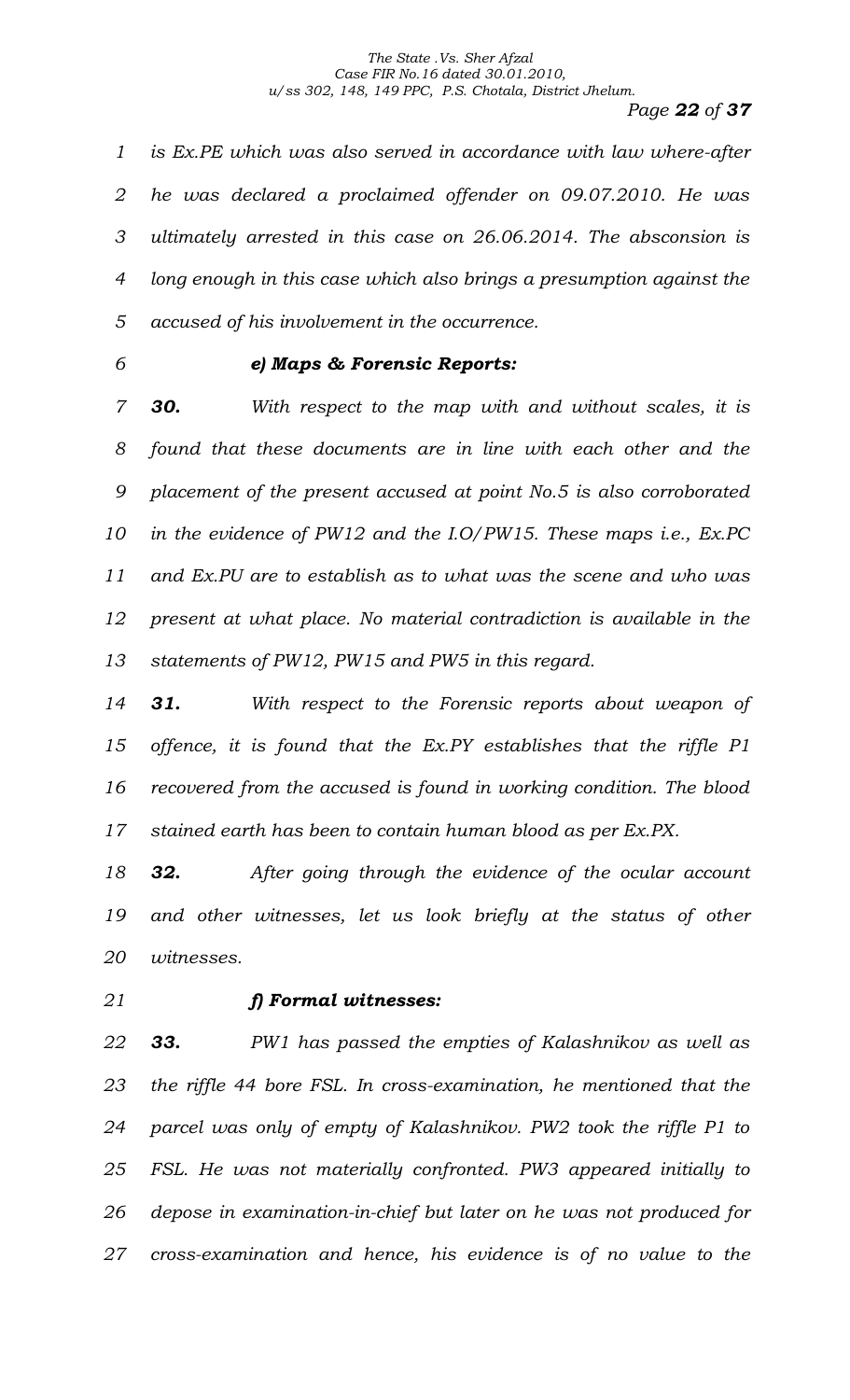*is Ex.PE which was also served in accordance with law where-after he was declared a proclaimed offender on 09.07.2010. He was ultimately arrested in this case on 26.06.2014. The absconsion is long enough in this case which also brings a presumption against the accused of his involvement in the occurrence.*

***e) Maps & Forensic Reports:***

***30.*** *With respect to the map with and without scales, it is found that these documents are in line with each other and the placement of the present accused at point No.5 is also corroborated in the evidence of PW12 and the I.O/PW15. These maps i.e., Ex.PC and Ex.PU are to establish as to what was the scene and who was present at what place. No material contradiction is available in the statements of PW12, PW15 and PW5 in this regard.*

***31.*** *With respect to the Forensic reports about weapon of offence, it is found that the Ex.PY establishes that the riffle P1 recovered from the accused is found in working condition. The blood stained earth has been to contain human blood as per Ex.PX.*

***32.*** *After going through the evidence of the ocular account and other witnesses, let us look briefly at the status of other witnesses.*

***f) Formal witnesses:***

***33.*** *PW1 has passed the empties of Kalashnikov as well as the riffle 44 bore FSL. In cross-examination, he mentioned that the parcel was only of empty of Kalashnikov. PW2 took the riffle P1 to FSL. He was not materially confronted. PW3 appeared initially to depose in examination-in-chief but later on he was not produced for cross-examination and hence, his evidence is of no value to the*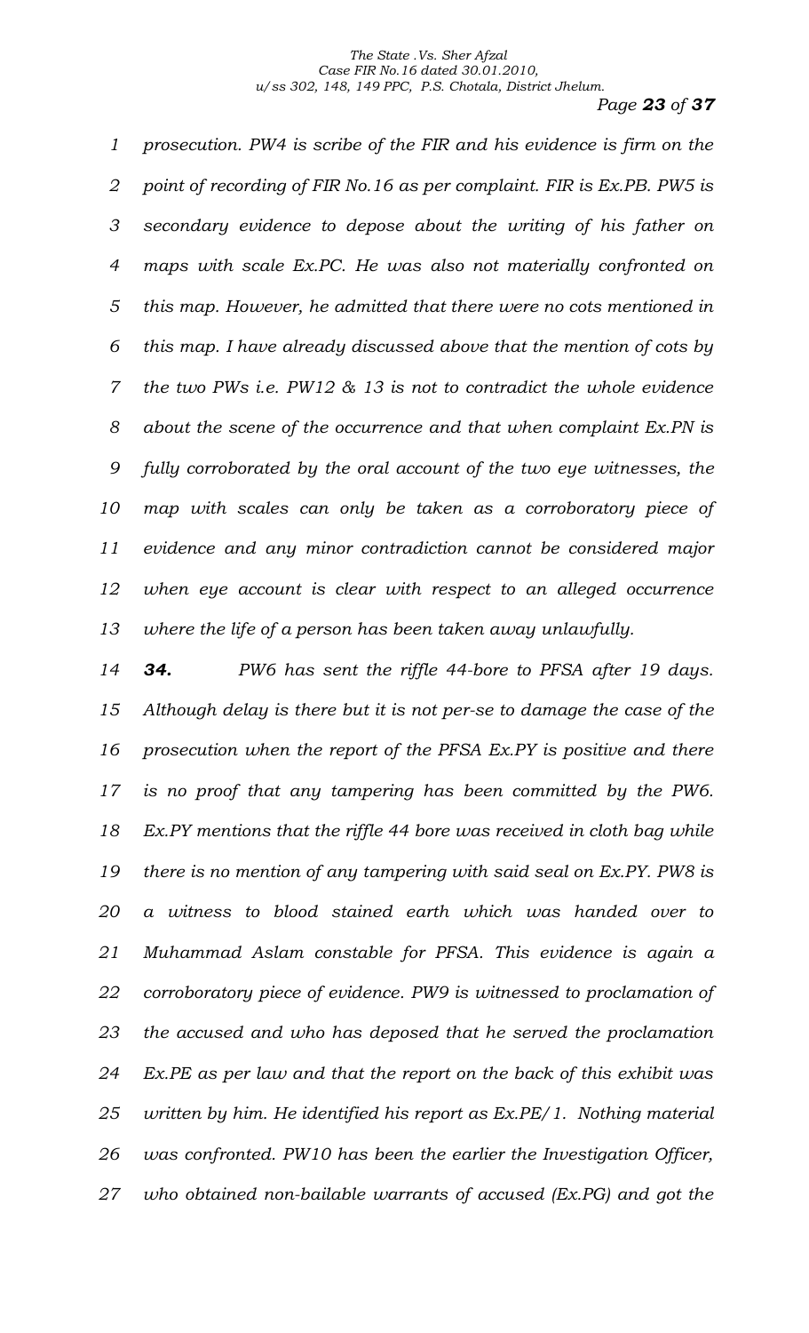*prosecution. PW4 is scribe of the FIR and his evidence is firm on the point of recording of FIR No.16 as per complaint. FIR is Ex.PB. PW5 is secondary evidence to depose about the writing of his father on maps with scale Ex.PC. He was also not materially confronted on this map. However, he admitted that there were no cots mentioned in this map. I have already discussed above that the mention of cots by the two PWs i.e. PW12 & 13 is not to contradict the whole evidence about the scene of the occurrence and that when complaint Ex.PN is fully corroborated by the oral account of the two eye witnesses, the map with scales can only be taken as a corroboratory piece of evidence and any minor contradiction cannot be considered major when eye account is clear with respect to an alleged occurrence where the life of a person has been taken away unlawfully.*

***34.*** *PW6 has sent the riffle 44-bore to PFSA after 19 days. Although delay is there but it is not per-se to damage the case of the prosecution when the report of the PFSA Ex.PY is positive and there is no proof that any tampering has been committed by the PW6. Ex.PY mentions that the riffle 44 bore was received in cloth bag while there is no mention of any tampering with said seal on Ex.PY. PW8 is a witness to blood stained earth which was handed over to Muhammad Aslam constable for PFSA. This evidence is again a corroboratory piece of evidence. PW9 is witnessed to proclamation of the accused and who has deposed that he served the proclamation Ex.PE as per law and that the report on the back of this exhibit was written by him. He identified his report as Ex.PE/1. Nothing material was confronted. PW10 has been the earlier the Investigation Officer, who obtained non-bailable warrants of accused (Ex.PG) and got the*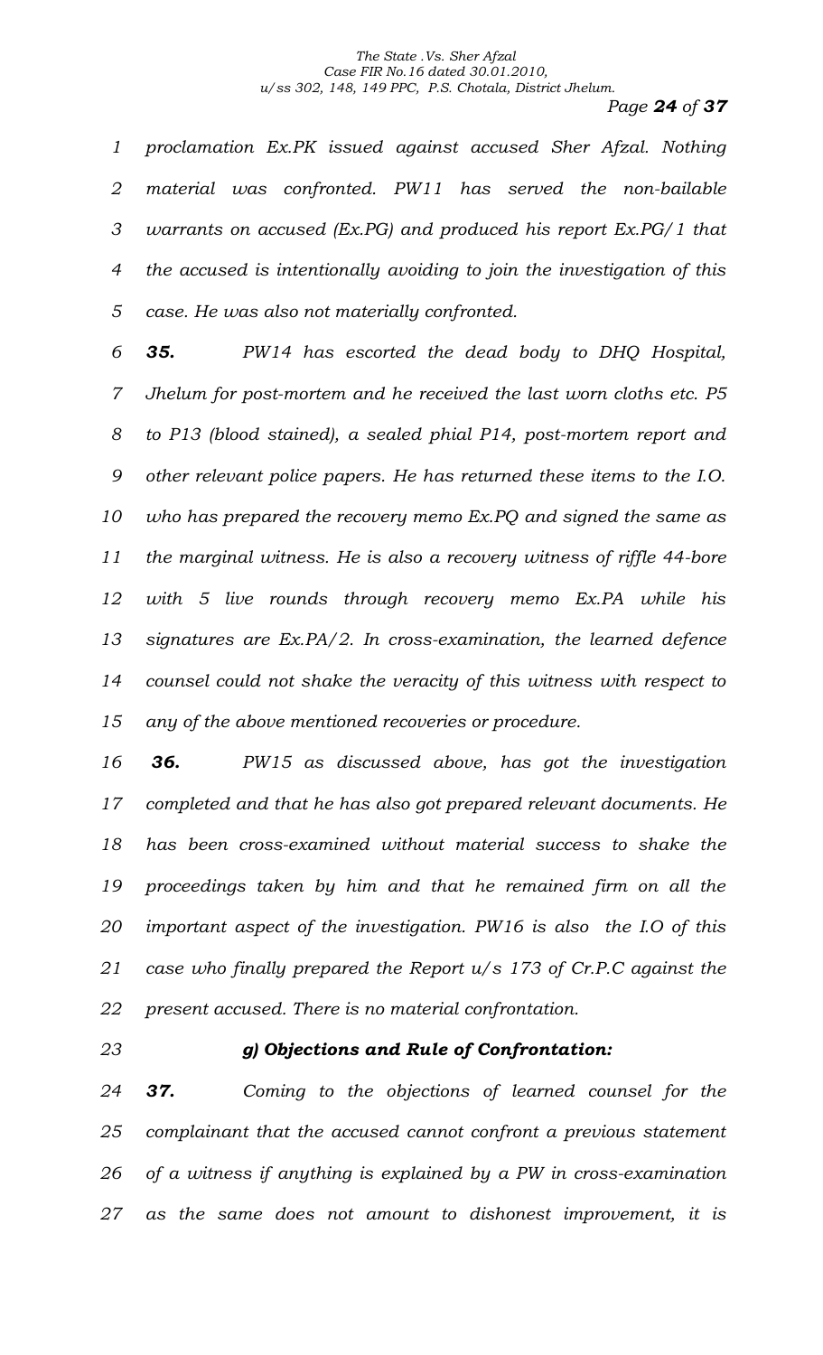*proclamation Ex.PK issued against accused Sher Afzal. Nothing material was confronted. PW11 has served the non-bailable warrants on accused (Ex.PG) and produced his report Ex.PG/1 that the accused is intentionally avoiding to join the investigation of this case. He was also not materially confronted.*

***35.*** *PW14 has escorted the dead body to DHQ Hospital, Jhelum for post-mortem and he received the last worn cloths etc. P5 to P13 (blood stained), a sealed phial P14, post-mortem report and other relevant police papers. He has returned these items to the I.O. who has prepared the recovery memo Ex.PQ and signed the same as the marginal witness. He is also a recovery witness of riffle 44-bore with 5 live rounds through recovery memo Ex.PA while his signatures are Ex.PA/2. In cross-examination, the learned defence counsel could not shake the veracity of this witness with respect to any of the above mentioned recoveries or procedure.*

***36.*** *PW15 as discussed above, has got the investigation completed and that he has also got prepared relevant documents. He has been cross-examined without material success to shake the proceedings taken by him and that he remained firm on all the important aspect of the investigation. PW16 is also the I.O of this case who finally prepared the Report u/s 173 of Cr.P.C against the present accused. There is no material confrontation.*

### *g) Objections and Rule of Confrontation:*

***37.*** *Coming to the objections of learned counsel for the complainant that the accused cannot confront a previous statement of a witness if anything is explained by a PW in cross-examination as the same does not amount to dishonest improvement, it is*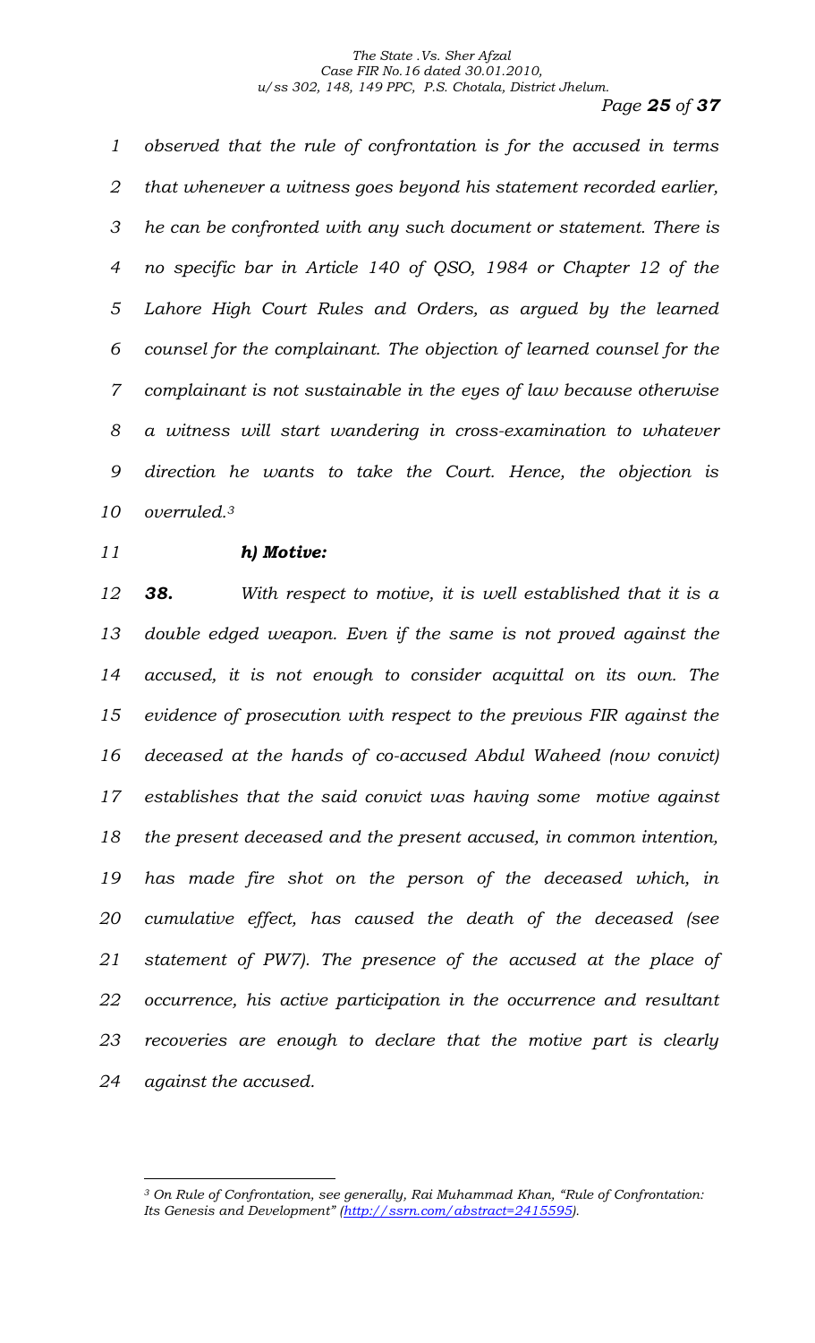*observed that the rule of confrontation is for the accused in terms that whenever a witness goes beyond his statement recorded earlier, he can be confronted with any such document or statement. There is no specific bar in Article 140 of QSO, 1984 or Chapter 12 of the Lahore High Court Rules and Orders, as argued by the learned counsel for the complainant. The objection of learned counsel for the complainant is not sustainable in the eyes of law because otherwise a witness will start wandering in cross-examination to whatever direction he wants to take the Court. Hence, the objection is overruled.*[3]

***h) Motive:***

***38.*** *With respect to motive, it is well established that it is a double edged weapon. Even if the same is not proved against the accused, it is not enough to consider acquittal on its own. The evidence of prosecution with respect to the previous FIR against the deceased at the hands of co-accused Abdul Waheed (now convict) establishes that the said convict was having some motive against the present deceased and the present accused, in common intention, has made fire shot on the person of the deceased which, in cumulative effect, has caused the death of the deceased (see statement of PW7). The presence of the accused at the place of occurrence, his active participation in the occurrence and resultant recoveries are enough to declare that the motive part is clearly against the accused.*

---

[3] *On Rule of Confrontation, see generally, Rai Muhammad Khan, "Rule of Confrontation: Its Genesis and Development" (http://ssrn.com/abstract=2415595).*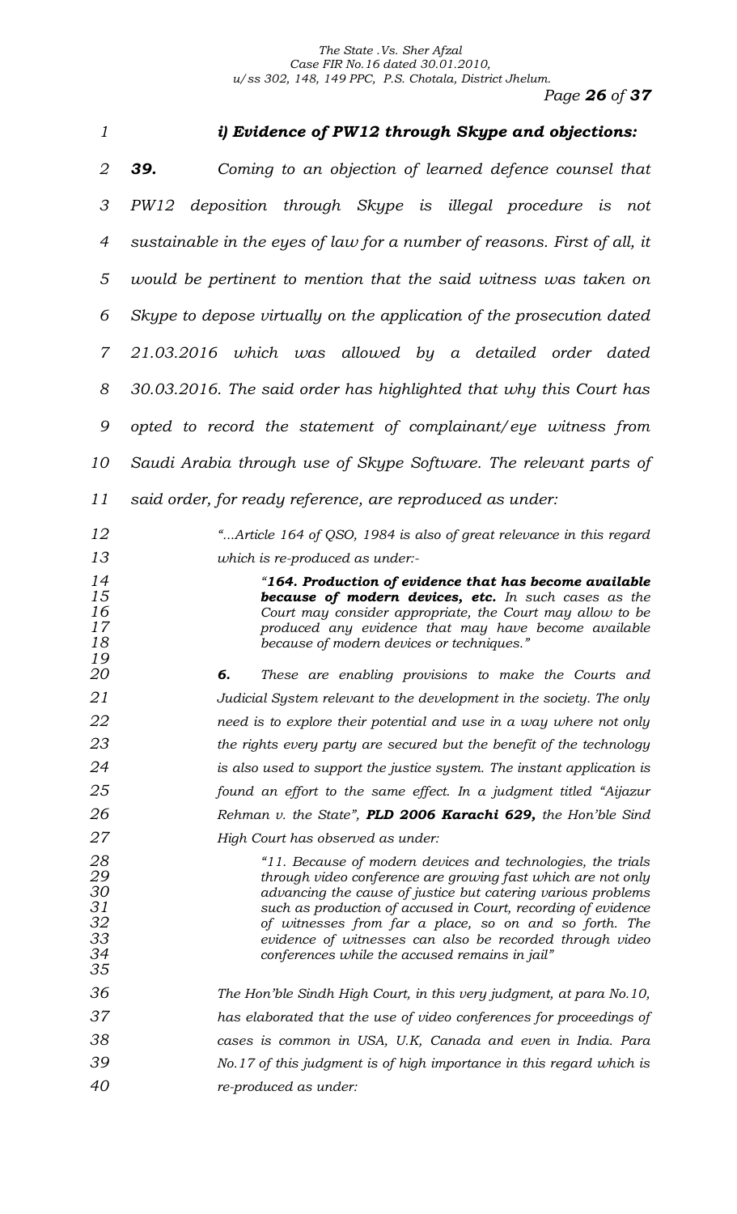### *i) Evidence of PW12 through Skype and objections:*

***39.*** *Coming to an objection of learned defence counsel that PW12 deposition through Skype is illegal procedure is not sustainable in the eyes of law for a number of reasons. First of all, it would be pertinent to mention that the said witness was taken on Skype to depose virtually on the application of the prosecution dated 21.03.2016 which was allowed by a detailed order dated 30.03.2016. The said order has highlighted that why this Court has opted to record the statement of complainant/eye witness from Saudi Arabia through use of Skype Software. The relevant parts of said order, for ready reference, are reproduced as under:*

> *"...Article 164 of QSO, 1984 is also of great relevance in this regard which is re-produced as under:-*
>
> > *"**164. Production of evidence that has become available because of modern devices, etc.** In such cases as the Court may consider appropriate, the Court may allow to be produced any evidence that may have become available because of modern devices or techniques."*
>
> ***6.*** *These are enabling provisions to make the Courts and Judicial System relevant to the development in the society. The only need is to explore their potential and use in a way where not only the rights every party are secured but the benefit of the technology is also used to support the justice system. The instant application is found an effort to the same effect. In a judgment titled "Aijazur Rehman v. the State", **PLD 2006 Karachi 629,** the Hon'ble Sind High Court has observed as under:*
>
> > *"11. Because of modern devices and technologies, the trials through video conference are growing fast which are not only advancing the cause of justice but catering various problems such as production of accused in Court, recording of evidence of witnesses from far a place, so on and so forth. The evidence of witnesses can also be recorded through video conferences while the accused remains in jail"*
>
> *The Hon'ble Sindh High Court, in this very judgment, at para No.10, has elaborated that the use of video conferences for proceedings of cases is common in USA, U.K, Canada and even in India. Para No.17 of this judgment is of high importance in this regard which is re-produced as under:*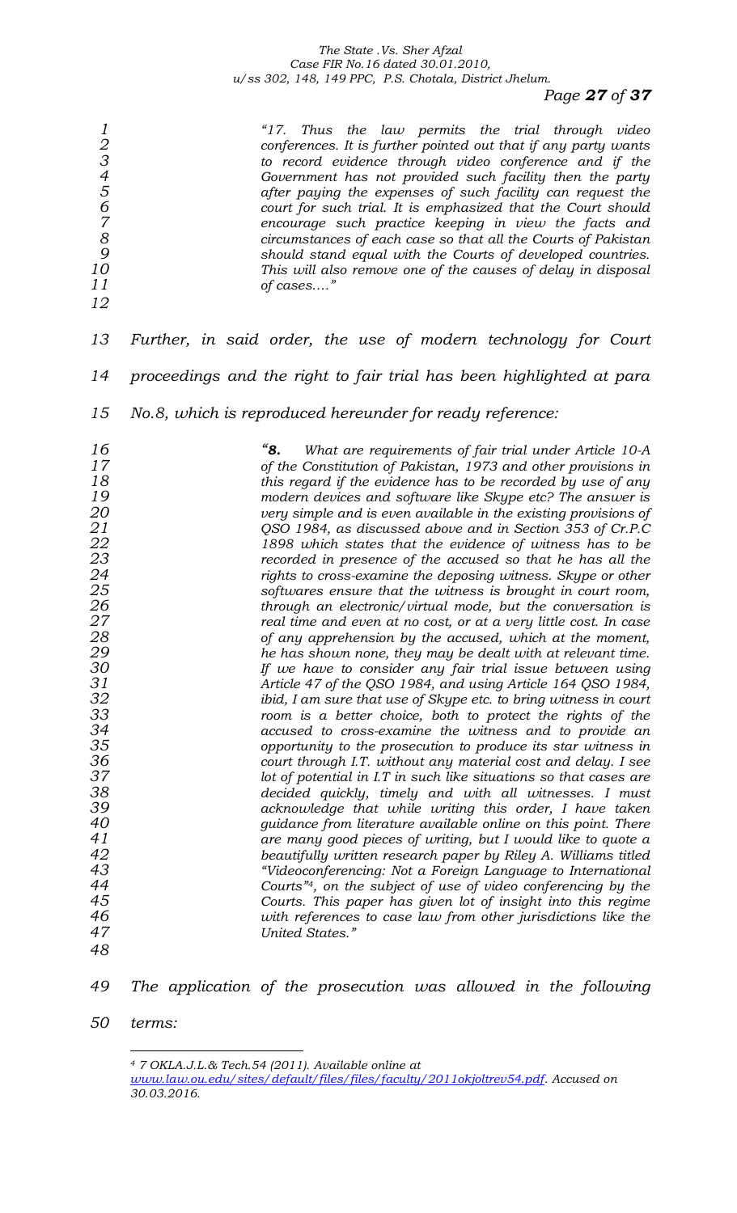> *"17. Thus the law permits the trial through video conferences. It is further pointed out that if any party wants to record evidence through video conference and if the Government has not provided such facility then the party after paying the expenses of such facility can request the court for such trial. It is emphasized that the Court should encourage such practice keeping in view the facts and circumstances of each case so that all the Courts of Pakistan should stand equal with the Courts of developed countries. This will also remove one of the causes of delay in disposal of cases…."*

*Further, in said order, the use of modern technology for Court proceedings and the right to fair trial has been highlighted at para No.8, which is reproduced hereunder for ready reference:*

> *"**8.** What are requirements of fair trial under Article 10-A of the Constitution of Pakistan, 1973 and other provisions in this regard if the evidence has to be recorded by use of any modern devices and software like Skype etc? The answer is very simple and is even available in the existing provisions of QSO 1984, as discussed above and in Section 353 of Cr.P.C 1898 which states that the evidence of witness has to be recorded in presence of the accused so that he has all the rights to cross-examine the deposing witness. Skype or other softwares ensure that the witness is brought in court room, through an electronic/virtual mode, but the conversation is real time and even at no cost, or at a very little cost. In case of any apprehension by the accused, which at the moment, he has shown none, they may be dealt with at relevant time. If we have to consider any fair trial issue between using Article 47 of the QSO 1984, and using Article 164 QSO 1984, ibid, I am sure that use of Skype etc. to bring witness in court room is a better choice, both to protect the rights of the accused to cross-examine the witness and to provide an opportunity to the prosecution to produce its star witness in court through I.T. without any material cost and delay. I see lot of potential in I.T in such like situations so that cases are decided quickly, timely and with all witnesses. I must acknowledge that while writing this order, I have taken guidance from literature available online on this point. There are many good pieces of writing, but I would like to quote a beautifully written research paper by Riley A. Williams titled "Videoconferencing: Not a Foreign Language to International Courts"[4], on the subject of use of video conferencing by the Courts. This paper has given lot of insight into this regime with references to case law from other jurisdictions like the United States."*

*The application of the prosecution was allowed in the following terms:*

---

[4] *7 OKLA.J.L.& Tech.54 (2011). Available online at www.law.ou.edu/sites/default/files/files/faculty/2011okjoltrev54.pdf. Accused on 30.03.2016.*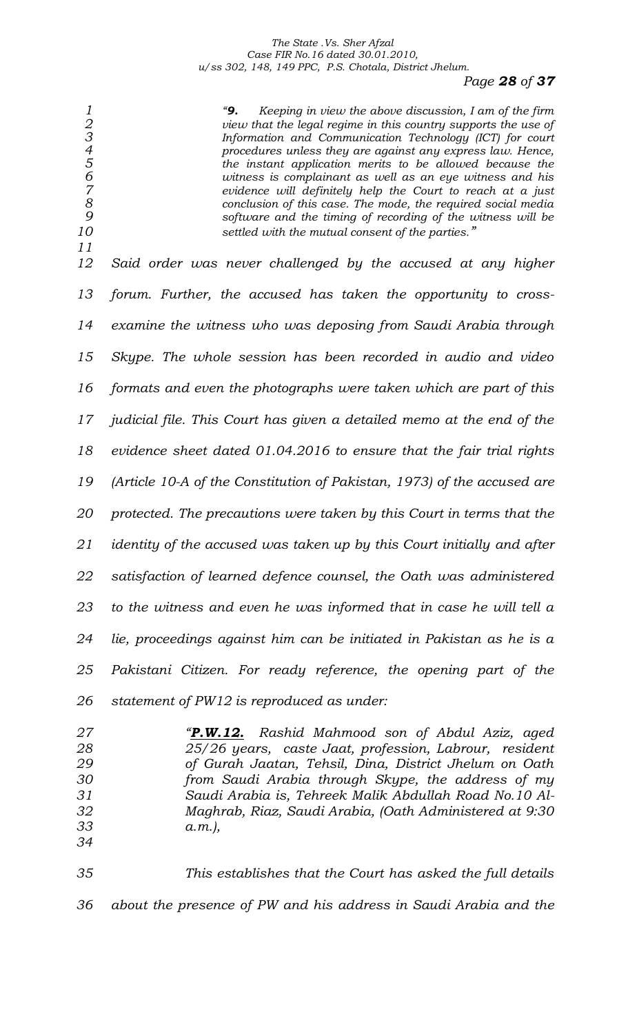> *"**9.** Keeping in view the above discussion, I am of the firm view that the legal regime in this country supports the use of Information and Communication Technology (ICT) for court procedures unless they are against any express law. Hence, the instant application merits to be allowed because the witness is complainant as well as an eye witness and his evidence will definitely help the Court to reach at a just conclusion of this case. The mode, the required social media software and the timing of recording of the witness will be settled with the mutual consent of the parties."*

*Said order was never challenged by the accused at any higher forum. Further, the accused has taken the opportunity to cross-examine the witness who was deposing from Saudi Arabia through Skype. The whole session has been recorded in audio and video formats and even the photographs were taken which are part of this judicial file. This Court has given a detailed memo at the end of the evidence sheet dated 01.04.2016 to ensure that the fair trial rights (Article 10-A of the Constitution of Pakistan, 1973) of the accused are protected. The precautions were taken by this Court in terms that the identity of the accused was taken up by this Court initially and after satisfaction of learned defence counsel, the Oath was administered to the witness and even he was informed that in case he will tell a lie, proceedings against him can be initiated in Pakistan as he is a Pakistani Citizen. For ready reference, the opening part of the statement of PW12 is reproduced as under:*

> *"**<u>P.W.12.</u>** Rashid Mahmood son of Abdul Aziz, aged 25/26 years, caste Jaat, profession, Labrour, resident of Gurah Jaatan, Tehsil, Dina, District Jhelum on Oath from Saudi Arabia through Skype, the address of my Saudi Arabia is, Tehreek Malik Abdullah Road No.10 Al-Maghrab, Riaz, Saudi Arabia, (Oath Administered at 9:30 a.m.),*

*This establishes that the Court has asked the full details about the presence of PW and his address in Saudi Arabia and the*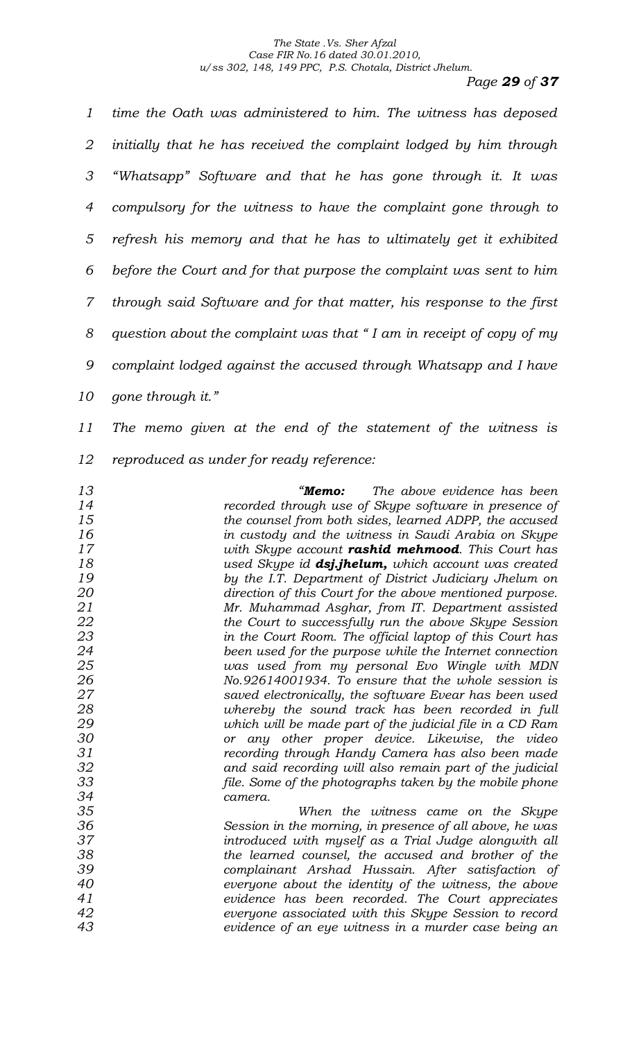*time the Oath was administered to him. The witness has deposed initially that he has received the complaint lodged by him through "Whatsapp" Software and that he has gone through it. It was compulsory for the witness to have the complaint gone through to refresh his memory and that he has to ultimately get it exhibited before the Court and for that purpose the complaint was sent to him through said Software and for that matter, his response to the first question about the complaint was that " I am in receipt of copy of my complaint lodged against the accused through Whatsapp and I have gone through it."*

*The memo given at the end of the statement of the witness is reproduced as under for ready reference:*

> *"**Memo:** The above evidence has been recorded through use of Skype software in presence of the counsel from both sides, learned ADPP, the accused in custody and the witness in Saudi Arabia on Skype with Skype account **rashid mehmood**. This Court has used Skype id **dsj.jhelum,** which account was created by the I.T. Department of District Judiciary Jhelum on direction of this Court for the above mentioned purpose. Mr. Muhammad Asghar, from IT. Department assisted the Court to successfully run the above Skype Session in the Court Room. The official laptop of this Court has been used for the purpose while the Internet connection was used from my personal Evo Wingle with MDN No.92614001934. To ensure that the whole session is saved electronically, the software Evear has been used whereby the sound track has been recorded in full which will be made part of the judicial file in a CD Ram or any other proper device. Likewise, the video recording through Handy Camera has also been made and said recording will also remain part of the judicial file. Some of the photographs taken by the mobile phone camera.*
>
> *When the witness came on the Skype Session in the morning, in presence of all above, he was introduced with myself as a Trial Judge alongwith all the learned counsel, the accused and brother of the complainant Arshad Hussain. After satisfaction of everyone about the identity of the witness, the above evidence has been recorded. The Court appreciates everyone associated with this Skype Session to record evidence of an eye witness in a murder case being an*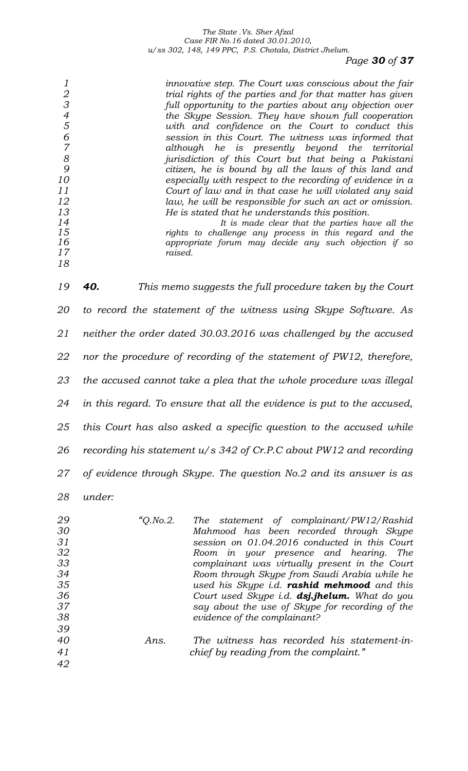> *innovative step. The Court was conscious about the fair trial rights of the parties and for that matter has given full opportunity to the parties about any objection over the Skype Session. They have shown full cooperation with and confidence on the Court to conduct this session in this Court. The witness was informed that although he is presently beyond the territorial jurisdiction of this Court but that being a Pakistani citizen, he is bound by all the laws of this land and especially with respect to the recording of evidence in a Court of law and in that case he will violated any said law, he will be responsible for such an act or omission. He is stated that he understands this position.*
>
> *It is made clear that the parties have all the rights to challenge any process in this regard and the appropriate forum may decide any such objection if so raised.*

***40.*** *This memo suggests the full procedure taken by the Court to record the statement of the witness using Skype Software. As neither the order dated 30.03.2016 was challenged by the accused nor the procedure of recording of the statement of PW12, therefore, the accused cannot take a plea that the whole procedure was illegal in this regard. To ensure that all the evidence is put to the accused, this Court has also asked a specific question to the accused while recording his statement u/s 342 of Cr.P.C about PW12 and recording of evidence through Skype. The question No.2 and its answer is as under:*

> *"Q.No.2. The statement of complainant/PW12/Rashid Mahmood has been recorded through Skype session on 01.04.2016 conducted in this Court Room in your presence and hearing. The complainant was virtually present in the Court Room through Skype from Saudi Arabia while he used his Skype i.d.* ***rashid mehmood*** *and this Court used Skype i.d.* ***dsj.jhelum.*** *What do you say about the use of Skype for recording of the evidence of the complainant?*
>
> *Ans. The witness has recorded his statement-in-chief by reading from the complaint."*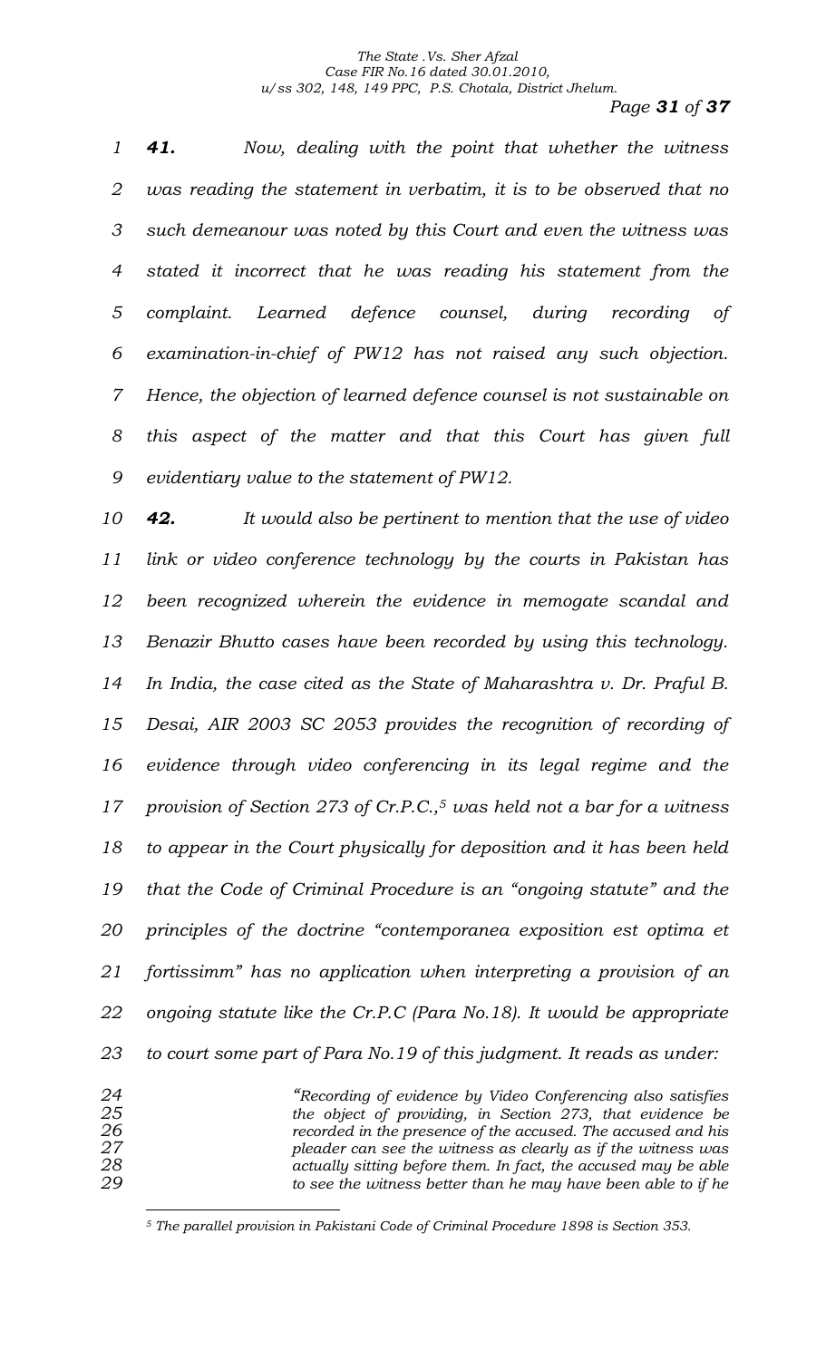***41.*** *Now, dealing with the point that whether the witness was reading the statement in verbatim, it is to be observed that no such demeanour was noted by this Court and even the witness was stated it incorrect that he was reading his statement from the complaint. Learned defence counsel, during recording of examination-in-chief of PW12 has not raised any such objection. Hence, the objection of learned defence counsel is not sustainable on this aspect of the matter and that this Court has given full evidentiary value to the statement of PW12.*

***42.*** *It would also be pertinent to mention that the use of video link or video conference technology by the courts in Pakistan has been recognized wherein the evidence in memogate scandal and Benazir Bhutto cases have been recorded by using this technology. In India, the case cited as the State of Maharashtra v. Dr. Praful B. Desai, AIR 2003 SC 2053 provides the recognition of recording of evidence through video conferencing in its legal regime and the provision of Section 273 of Cr.P.C.,[5] was held not a bar for a witness to appear in the Court physically for deposition and it has been held that the Code of Criminal Procedure is an "ongoing statute" and the principles of the doctrine "contemporanea exposition est optima et fortissimm" has no application when interpreting a provision of an ongoing statute like the Cr.P.C (Para No.18). It would be appropriate to court some part of Para No.19 of this judgment. It reads as under:*

> *"Recording of evidence by Video Conferencing also satisfies the object of providing, in Section 273, that evidence be recorded in the presence of the accused. The accused and his pleader can see the witness as clearly as if the witness was actually sitting before them. In fact, the accused may be able to see the witness better than he may have been able to if he*

---

*[5] The parallel provision in Pakistani Code of Criminal Procedure 1898 is Section 353.*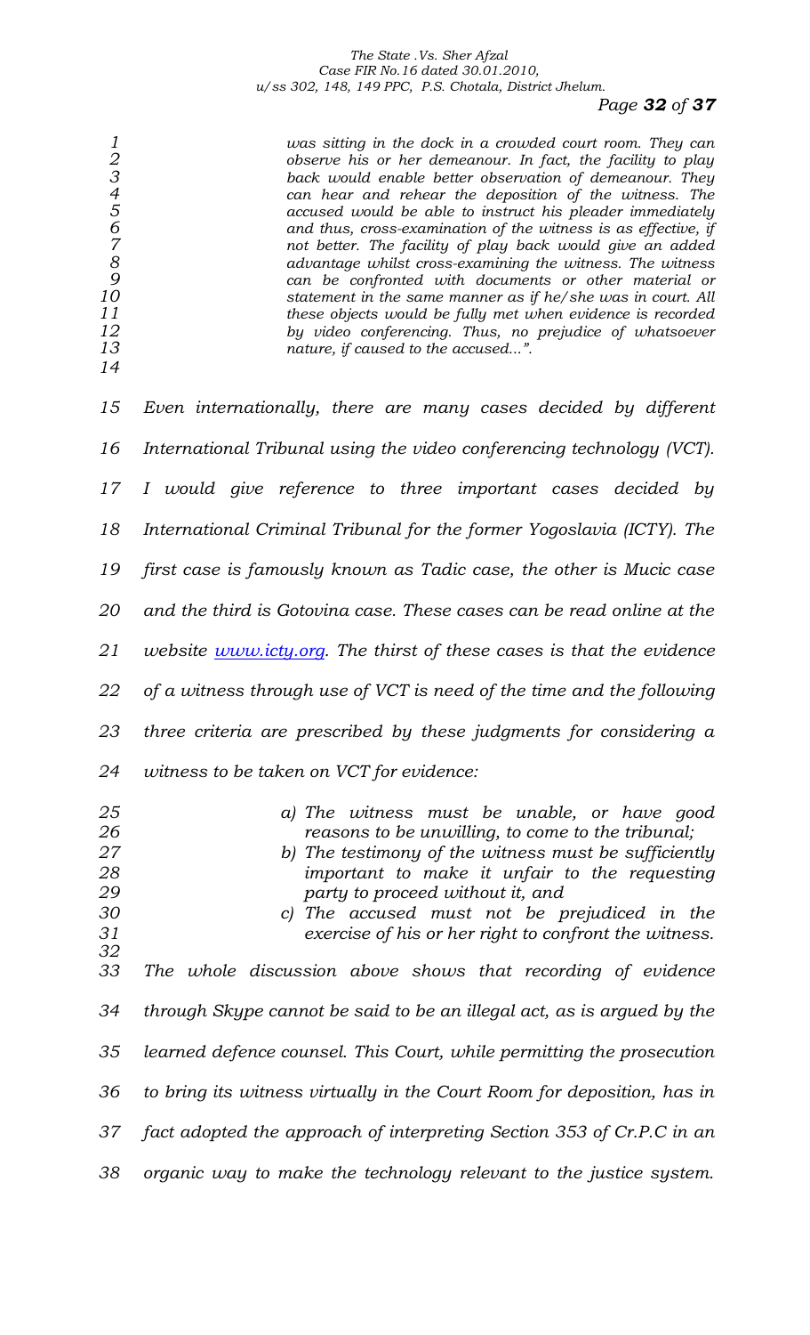> *was sitting in the dock in a crowded court room. They can observe his or her demeanour. In fact, the facility to play back would enable better observation of demeanour. They can hear and rehear the deposition of the witness. The accused would be able to instruct his pleader immediately and thus, cross-examination of the witness is as effective, if not better. The facility of play back would give an added advantage whilst cross-examining the witness. The witness can be confronted with documents or other material or statement in the same manner as if he/she was in court. All these objects would be fully met when evidence is recorded by video conferencing. Thus, no prejudice of whatsoever nature, if caused to the accused...".*

*Even internationally, there are many cases decided by different International Tribunal using the video conferencing technology (VCT). I would give reference to three important cases decided by International Criminal Tribunal for the former Yogoslavia (ICTY). The first case is famously known as Tadic case, the other is Mucic case and the third is Gotovina case. These cases can be read online at the website [www.icty.org](http://www.icty.org). The thirst of these cases is that the evidence of a witness through use of VCT is need of the time and the following three criteria are prescribed by these judgments for considering a witness to be taken on VCT for evidence:*

> *a) The witness must be unable, or have good reasons to be unwilling, to come to the tribunal;*
> *b) The testimony of the witness must be sufficiently important to make it unfair to the requesting party to proceed without it, and*
> *c) The accused must not be prejudiced in the exercise of his or her right to confront the witness.*

*The whole discussion above shows that recording of evidence through Skype cannot be said to be an illegal act, as is argued by the learned defence counsel. This Court, while permitting the prosecution to bring its witness virtually in the Court Room for deposition, has in fact adopted the approach of interpreting Section 353 of Cr.P.C in an organic way to make the technology relevant to the justice system.*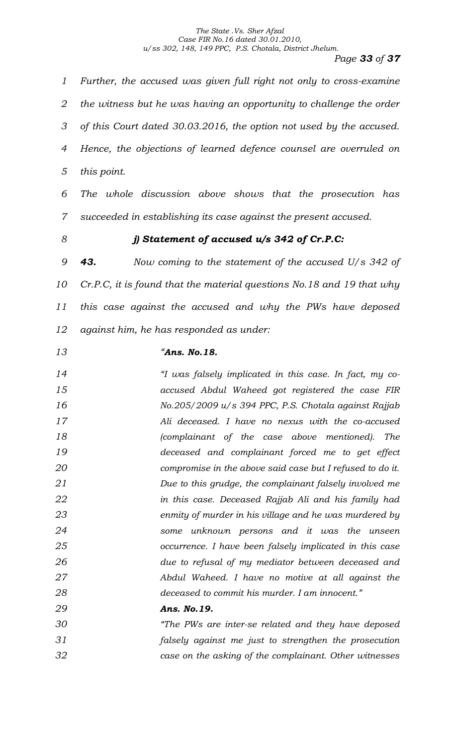*Further, the accused was given full right not only to cross-examine the witness but he was having an opportunity to challenge the order of this Court dated 30.03.2016, the option not used by the accused. Hence, the objections of learned defence counsel are overruled on this point.*

*The whole discussion above shows that the prosecution has succeeded in establishing its case against the present accused.*

### *j) Statement of accused u/s 342 of Cr.P.C:*

***43.*** *Now coming to the statement of the accused U/s 342 of Cr.P.C, it is found that the material questions No.18 and 19 that why this case against the accused and why the PWs have deposed against him, he has responded as under:*

> ***"Ans. No.18.***
>
> *"I was falsely implicated in this case. In fact, my co-accused Abdul Waheed got registered the case FIR No.205/2009 u/s 394 PPC, P.S. Chotala against Rajjab Ali deceased. I have no nexus with the co-accused (complainant of the case above mentioned). The deceased and complainant forced me to get effect compromise in the above said case but I refused to do it. Due to this grudge, the complainant falsely involved me in this case. Deceased Rajjab Ali and his family had enmity of murder in his village and he was murdered by some unknown persons and it was the unseen occurrence. I have been falsely implicated in this case due to refusal of my mediator between deceased and Abdul Waheed. I have no motive at all against the deceased to commit his murder. I am innocent."*
>
> ***Ans. No.19.***
>
> *"The PWs are inter-se related and they have deposed falsely against me just to strengthen the prosecution case on the asking of the complainant. Other witnesses*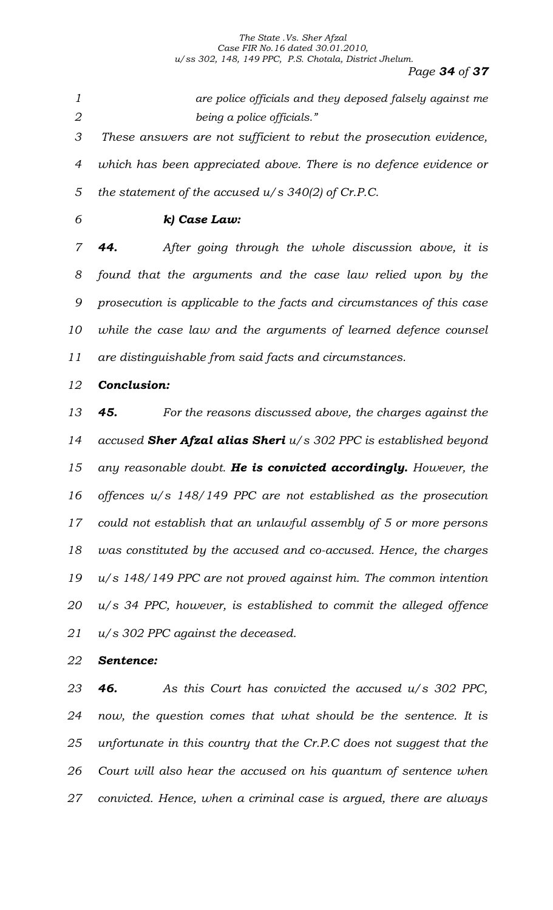*are police officials and they deposed falsely against me being a police officials."*

*These answers are not sufficient to rebut the prosecution evidence, which has been appreciated above. There is no defence evidence or the statement of the accused u/s 340(2) of Cr.P.C.*

***k) Case Law:***

***44.*** *After going through the whole discussion above, it is found that the arguments and the case law relied upon by the prosecution is applicable to the facts and circumstances of this case while the case law and the arguments of learned defence counsel are distinguishable from said facts and circumstances.*

***Conclusion:***

***45.*** *For the reasons discussed above, the charges against the accused **Sher Afzal alias Sheri** u/s 302 PPC is established beyond any reasonable doubt. **He is convicted accordingly.** However, the offences u/s 148/149 PPC are not established as the prosecution could not establish that an unlawful assembly of 5 or more persons was constituted by the accused and co-accused. Hence, the charges u/s 148/149 PPC are not proved against him. The common intention u/s 34 PPC, however, is established to commit the alleged offence u/s 302 PPC against the deceased.*

***Sentence:***

***46.*** *As this Court has convicted the accused u/s 302 PPC, now, the question comes that what should be the sentence. It is unfortunate in this country that the Cr.P.C does not suggest that the Court will also hear the accused on his quantum of sentence when convicted. Hence, when a criminal case is argued, there are always*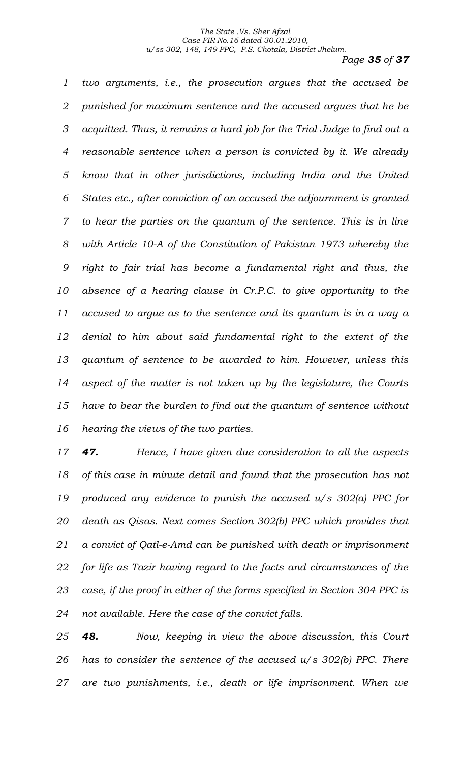*two arguments, i.e., the prosecution argues that the accused be punished for maximum sentence and the accused argues that he be acquitted. Thus, it remains a hard job for the Trial Judge to find out a reasonable sentence when a person is convicted by it. We already know that in other jurisdictions, including India and the United States etc., after conviction of an accused the adjournment is granted to hear the parties on the quantum of the sentence. This is in line with Article 10-A of the Constitution of Pakistan 1973 whereby the right to fair trial has become a fundamental right and thus, the absence of a hearing clause in Cr.P.C. to give opportunity to the accused to argue as to the sentence and its quantum is in a way a denial to him about said fundamental right to the extent of the quantum of sentence to be awarded to him. However, unless this aspect of the matter is not taken up by the legislature, the Courts have to bear the burden to find out the quantum of sentence without hearing the views of the two parties.*

***47.*** *Hence, I have given due consideration to all the aspects of this case in minute detail and found that the prosecution has not produced any evidence to punish the accused u/s 302(a) PPC for death as Qisas. Next comes Section 302(b) PPC which provides that a convict of Qatl-e-Amd can be punished with death or imprisonment for life as Tazir having regard to the facts and circumstances of the case, if the proof in either of the forms specified in Section 304 PPC is not available. Here the case of the convict falls.*

***48.*** *Now, keeping in view the above discussion, this Court has to consider the sentence of the accused u/s 302(b) PPC. There are two punishments, i.e., death or life imprisonment. When we*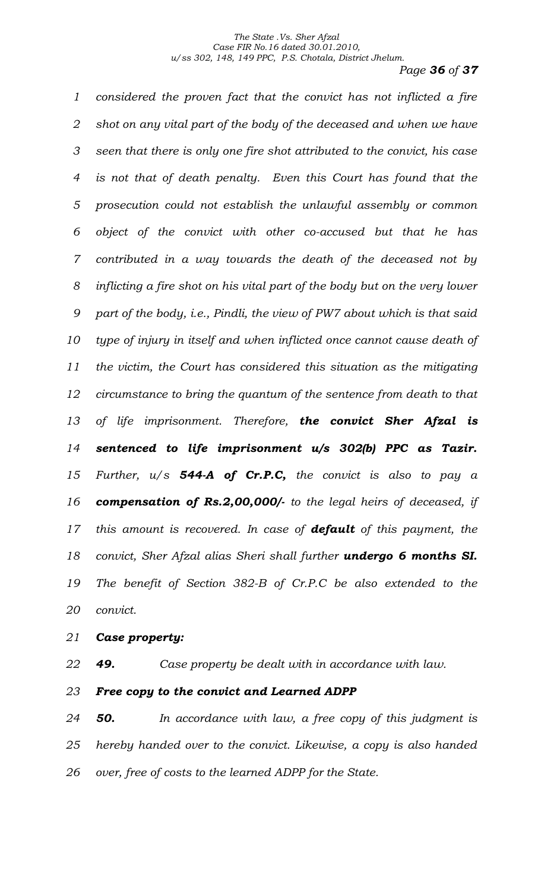*considered the proven fact that the convict has not inflicted a fire shot on any vital part of the body of the deceased and when we have seen that there is only one fire shot attributed to the convict, his case is not that of death penalty. Even this Court has found that the prosecution could not establish the unlawful assembly or common object of the convict with other co-accused but that he has contributed in a way towards the death of the deceased not by inflicting a fire shot on his vital part of the body but on the very lower part of the body, i.e., Pindli, the view of PW7 about which is that said type of injury in itself and when inflicted once cannot cause death of the victim, the Court has considered this situation as the mitigating circumstance to bring the quantum of the sentence from death to that of life imprisonment. Therefore, **the convict Sher Afzal is sentenced to life imprisonment u/s 302(b) PPC as Tazir.** Further, u/s **544-A of Cr.P.C,** the convict is also to pay a **compensation of Rs.2,00,000/-** to the legal heirs of deceased, if this amount is recovered. In case of **default** of this payment, the convict, Sher Afzal alias Sheri shall further **undergo 6 months SI.** The benefit of Section 382-B of Cr.P.C be also extended to the convict.*

***Case property:***

***49.*** *Case property be dealt with in accordance with law.*

***Free copy to the convict and Learned ADPP***

***50.*** *In accordance with law, a free copy of this judgment is hereby handed over to the convict. Likewise, a copy is also handed over, free of costs to the learned ADPP for the State.*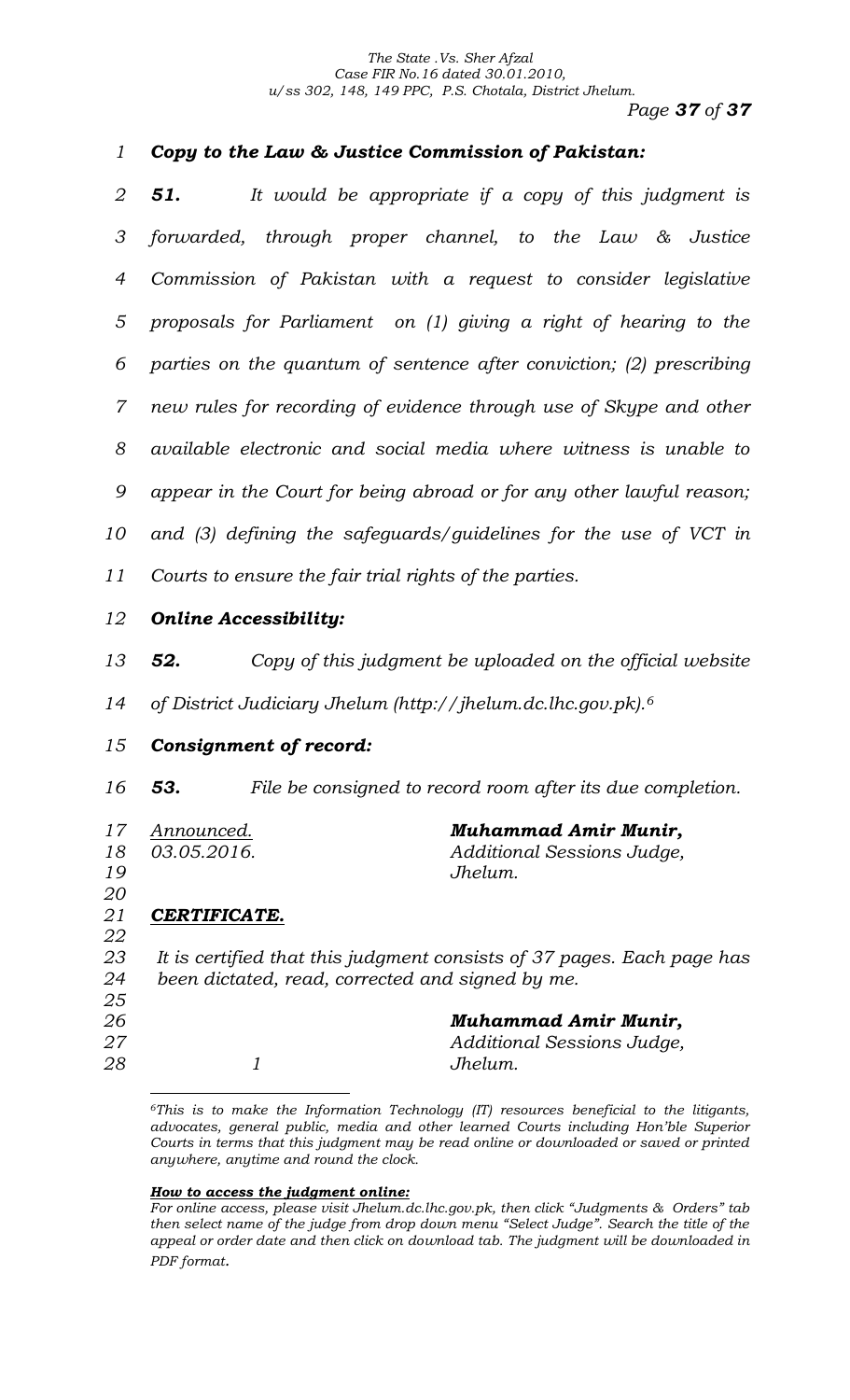***Copy to the Law & Justice Commission of Pakistan:***

***51.*** *It would be appropriate if a copy of this judgment is forwarded, through proper channel, to the Law & Justice Commission of Pakistan with a request to consider legislative proposals for Parliament on (1) giving a right of hearing to the parties on the quantum of sentence after conviction; (2) prescribing new rules for recording of evidence through use of Skype and other available electronic and social media where witness is unable to appear in the Court for being abroad or for any other lawful reason; and (3) defining the safeguards/guidelines for the use of VCT in Courts to ensure the fair trial rights of the parties.*

***Online Accessibility:***

***52.*** *Copy of this judgment be uploaded on the official website of District Judiciary Jhelum (http://jhelum.dc.lhc.gov.pk).*[6]

***Consignment of record:***

***53.*** *File be consigned to record room after its due completion.*

*Announced.*
*03.05.2016.*

***Muhammad Amir Munir,***
*Additional Sessions Judge,*
*Jhelum.*

***CERTIFICATE.***

*It is certified that this judgment consists of 37 pages. Each page has been dictated, read, corrected and signed by me.*

***Muhammad Amir Munir,***
*Additional Sessions Judge,*
*Jhelum.*

---

[6] *This is to make the Information Technology (IT) resources beneficial to the litigants, advocates, general public, media and other learned Courts including Hon'ble Superior Courts in terms that this judgment may be read online or downloaded or saved or printed anywhere, anytime and round the clock.*

***How to access the judgment online:***

*For online access, please visit Jhelum.dc.lhc.gov.pk, then click "Judgments & Orders" tab then select name of the judge from drop down menu "Select Judge". Search the title of the appeal or order date and then click on download tab. The judgment will be downloaded in PDF format.*